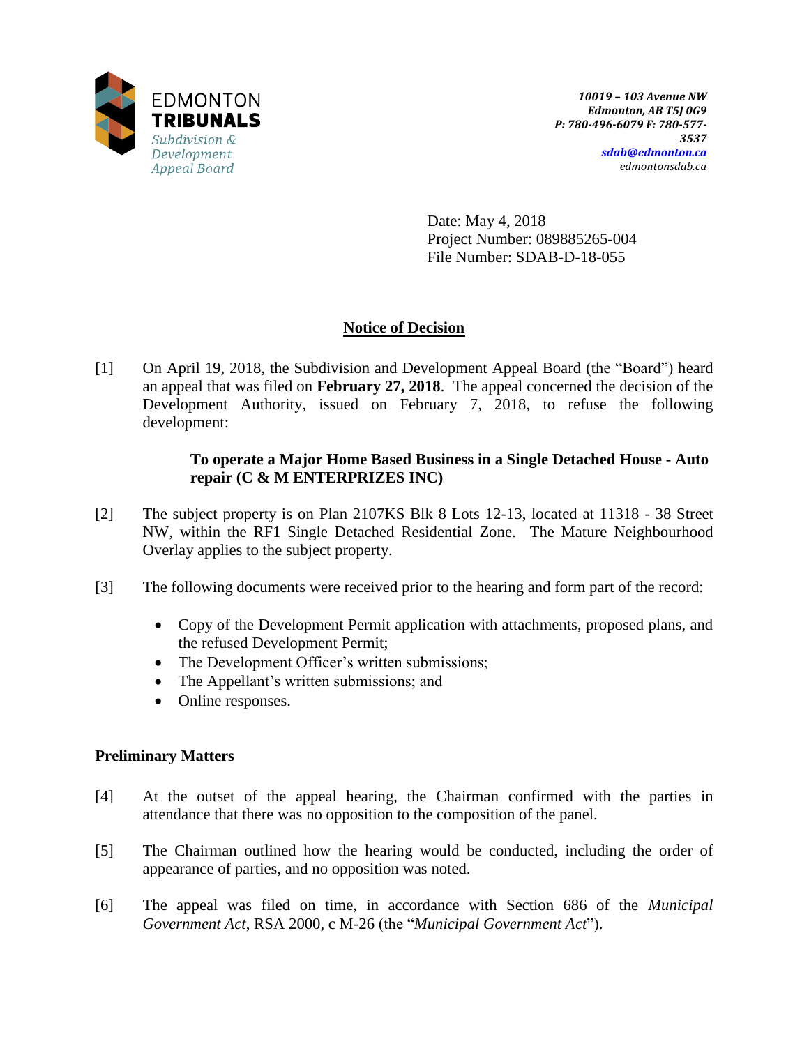EDMONTON
**TRIBUNALS**
*Subdivision & Development Appeal Board*

***10019 – 103 Avenue NW***
***Edmonton, AB T5J 0G9***
***P: 780-496-6079 F: 780-577-3537***
***sdab@edmonton.ca***
*edmontonsdab.ca*

Date: May 4, 2018
Project Number: 089885265-004
File Number: SDAB-D-18-055

## Notice of Decision

[1] On April 19, 2018, the Subdivision and Development Appeal Board (the "Board") heard an appeal that was filed on **February 27, 2018**. The appeal concerned the decision of the Development Authority, issued on February 7, 2018, to refuse the following development:

> **To operate a Major Home Based Business in a Single Detached House - Auto repair (C & M ENTERPRIZES INC)**

[2] The subject property is on Plan 2107KS Blk 8 Lots 12-13, located at 11318 - 38 Street NW, within the RF1 Single Detached Residential Zone. The Mature Neighbourhood Overlay applies to the subject property.

[3] The following documents were received prior to the hearing and form part of the record:

- Copy of the Development Permit application with attachments, proposed plans, and the refused Development Permit;
- The Development Officer's written submissions;
- The Appellant's written submissions; and
- Online responses.

### Preliminary Matters

[4] At the outset of the appeal hearing, the Chairman confirmed with the parties in attendance that there was no opposition to the composition of the panel.

[5] The Chairman outlined how the hearing would be conducted, including the order of appearance of parties, and no opposition was noted.

[6] The appeal was filed on time, in accordance with Section 686 of the *Municipal Government Act*, RSA 2000, c M-26 (the "*Municipal Government Act*").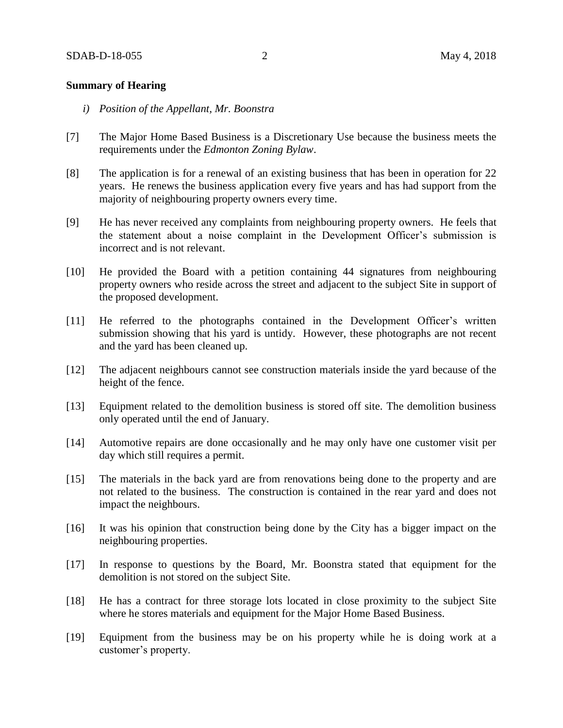**Summary of Hearing**

*i) Position of the Appellant, Mr. Boonstra*

[7] The Major Home Based Business is a Discretionary Use because the business meets the requirements under the *Edmonton Zoning Bylaw*.

[8] The application is for a renewal of an existing business that has been in operation for 22 years. He renews the business application every five years and has had support from the majority of neighbouring property owners every time.

[9] He has never received any complaints from neighbouring property owners. He feels that the statement about a noise complaint in the Development Officer's submission is incorrect and is not relevant.

[10] He provided the Board with a petition containing 44 signatures from neighbouring property owners who reside across the street and adjacent to the subject Site in support of the proposed development.

[11] He referred to the photographs contained in the Development Officer's written submission showing that his yard is untidy. However, these photographs are not recent and the yard has been cleaned up.

[12] The adjacent neighbours cannot see construction materials inside the yard because of the height of the fence.

[13] Equipment related to the demolition business is stored off site. The demolition business only operated until the end of January.

[14] Automotive repairs are done occasionally and he may only have one customer visit per day which still requires a permit.

[15] The materials in the back yard are from renovations being done to the property and are not related to the business. The construction is contained in the rear yard and does not impact the neighbours.

[16] It was his opinion that construction being done by the City has a bigger impact on the neighbouring properties.

[17] In response to questions by the Board, Mr. Boonstra stated that equipment for the demolition is not stored on the subject Site.

[18] He has a contract for three storage lots located in close proximity to the subject Site where he stores materials and equipment for the Major Home Based Business.

[19] Equipment from the business may be on his property while he is doing work at a customer's property.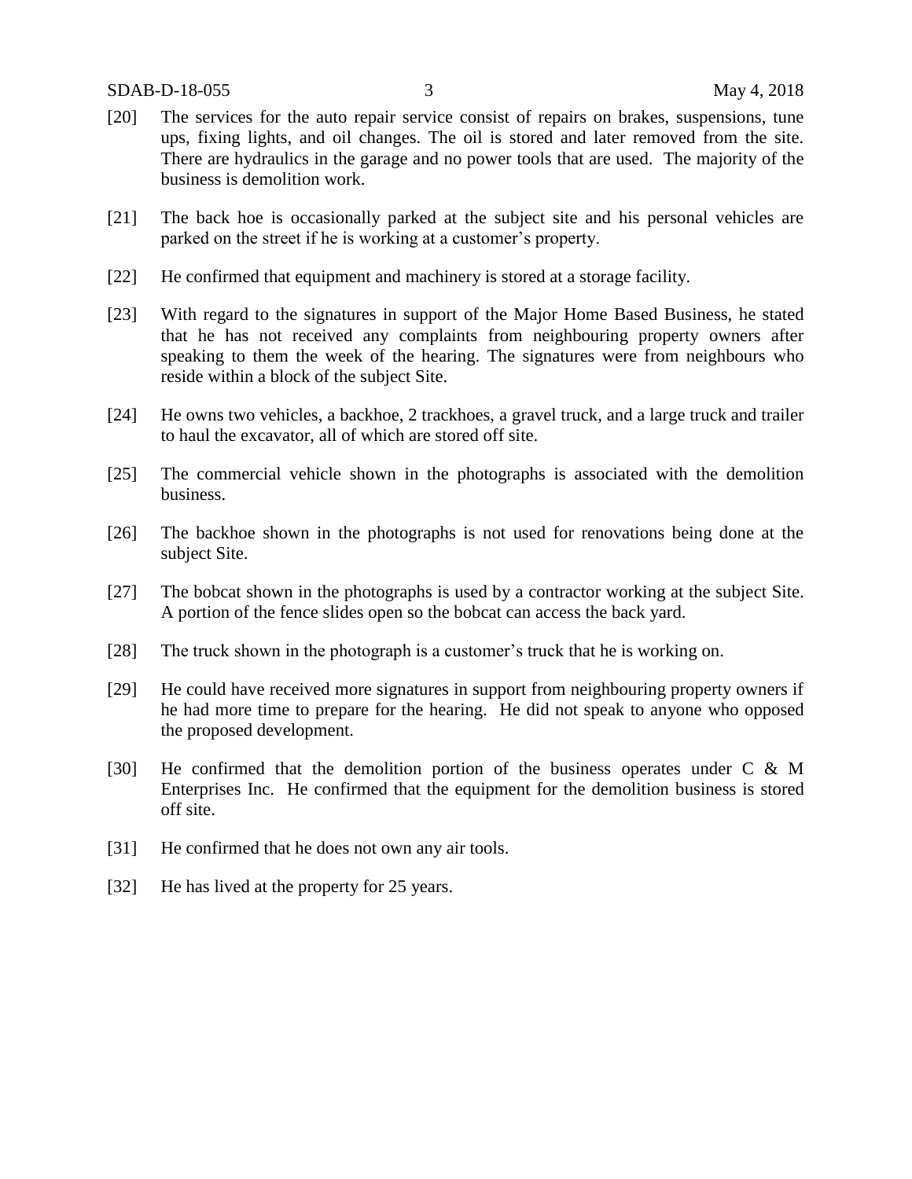[20] The services for the auto repair service consist of repairs on brakes, suspensions, tune ups, fixing lights, and oil changes. The oil is stored and later removed from the site. There are hydraulics in the garage and no power tools that are used. The majority of the business is demolition work.

[21] The back hoe is occasionally parked at the subject site and his personal vehicles are parked on the street if he is working at a customer's property.

[22] He confirmed that equipment and machinery is stored at a storage facility.

[23] With regard to the signatures in support of the Major Home Based Business, he stated that he has not received any complaints from neighbouring property owners after speaking to them the week of the hearing. The signatures were from neighbours who reside within a block of the subject Site.

[24] He owns two vehicles, a backhoe, 2 trackhoes, a gravel truck, and a large truck and trailer to haul the excavator, all of which are stored off site.

[25] The commercial vehicle shown in the photographs is associated with the demolition business.

[26] The backhoe shown in the photographs is not used for renovations being done at the subject Site.

[27] The bobcat shown in the photographs is used by a contractor working at the subject Site. A portion of the fence slides open so the bobcat can access the back yard.

[28] The truck shown in the photograph is a customer's truck that he is working on.

[29] He could have received more signatures in support from neighbouring property owners if he had more time to prepare for the hearing. He did not speak to anyone who opposed the proposed development.

[30] He confirmed that the demolition portion of the business operates under C & M Enterprises Inc. He confirmed that the equipment for the demolition business is stored off site.

[31] He confirmed that he does not own any air tools.

[32] He has lived at the property for 25 years.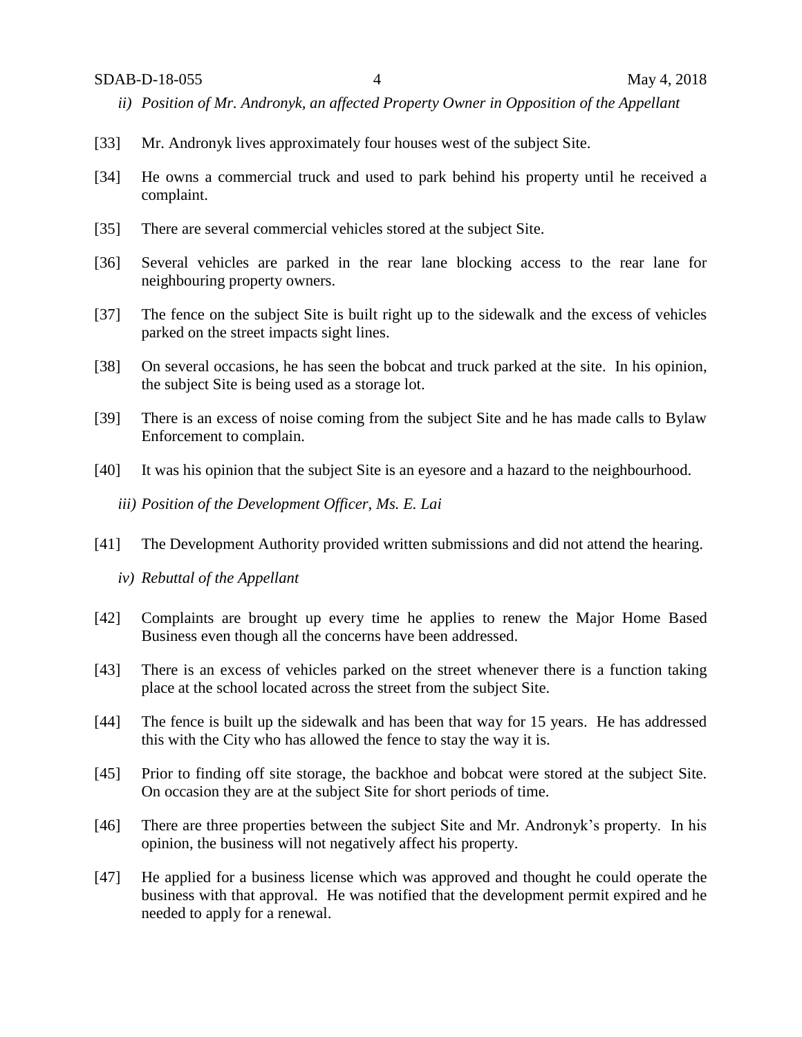*ii) Position of Mr. Andronyk, an affected Property Owner in Opposition of the Appellant*

[33] Mr. Andronyk lives approximately four houses west of the subject Site.

[34] He owns a commercial truck and used to park behind his property until he received a complaint.

[35] There are several commercial vehicles stored at the subject Site.

[36] Several vehicles are parked in the rear lane blocking access to the rear lane for neighbouring property owners.

[37] The fence on the subject Site is built right up to the sidewalk and the excess of vehicles parked on the street impacts sight lines.

[38] On several occasions, he has seen the bobcat and truck parked at the site. In his opinion, the subject Site is being used as a storage lot.

[39] There is an excess of noise coming from the subject Site and he has made calls to Bylaw Enforcement to complain.

[40] It was his opinion that the subject Site is an eyesore and a hazard to the neighbourhood.

*iii) Position of the Development Officer, Ms. E. Lai*

[41] The Development Authority provided written submissions and did not attend the hearing.

*iv) Rebuttal of the Appellant*

[42] Complaints are brought up every time he applies to renew the Major Home Based Business even though all the concerns have been addressed.

[43] There is an excess of vehicles parked on the street whenever there is a function taking place at the school located across the street from the subject Site.

[44] The fence is built up the sidewalk and has been that way for 15 years. He has addressed this with the City who has allowed the fence to stay the way it is.

[45] Prior to finding off site storage, the backhoe and bobcat were stored at the subject Site. On occasion they are at the subject Site for short periods of time.

[46] There are three properties between the subject Site and Mr. Andronyk's property. In his opinion, the business will not negatively affect his property.

[47] He applied for a business license which was approved and thought he could operate the business with that approval. He was notified that the development permit expired and he needed to apply for a renewal.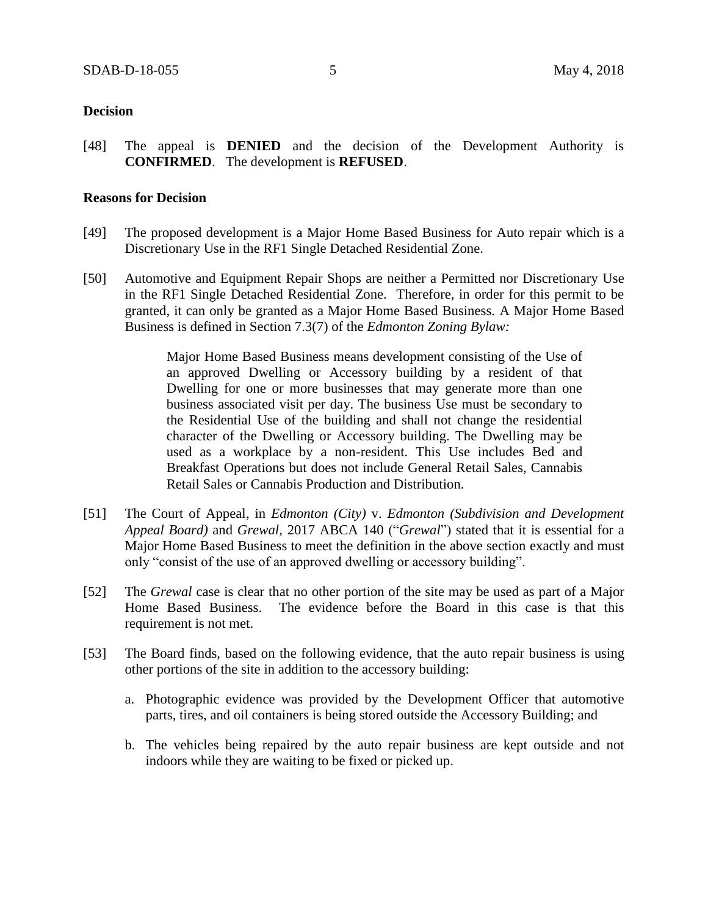**Decision**

[48] The appeal is **DENIED** and the decision of the Development Authority is **CONFIRMED**. The development is **REFUSED**.

**Reasons for Decision**

[49] The proposed development is a Major Home Based Business for Auto repair which is a Discretionary Use in the RF1 Single Detached Residential Zone.

[50] Automotive and Equipment Repair Shops are neither a Permitted nor Discretionary Use in the RF1 Single Detached Residential Zone. Therefore, in order for this permit to be granted, it can only be granted as a Major Home Based Business. A Major Home Based Business is defined in Section 7.3(7) of the *Edmonton Zoning Bylaw:*

> Major Home Based Business means development consisting of the Use of an approved Dwelling or Accessory building by a resident of that Dwelling for one or more businesses that may generate more than one business associated visit per day. The business Use must be secondary to the Residential Use of the building and shall not change the residential character of the Dwelling or Accessory building. The Dwelling may be used as a workplace by a non-resident. This Use includes Bed and Breakfast Operations but does not include General Retail Sales, Cannabis Retail Sales or Cannabis Production and Distribution.

[51] The Court of Appeal, in *Edmonton (City)* v. *Edmonton (Subdivision and Development Appeal Board)* and *Grewal*, 2017 ABCA 140 ("*Grewal*") stated that it is essential for a Major Home Based Business to meet the definition in the above section exactly and must only "consist of the use of an approved dwelling or accessory building".

[52] The *Grewal* case is clear that no other portion of the site may be used as part of a Major Home Based Business. The evidence before the Board in this case is that this requirement is not met.

[53] The Board finds, based on the following evidence, that the auto repair business is using other portions of the site in addition to the accessory building:

a. Photographic evidence was provided by the Development Officer that automotive parts, tires, and oil containers is being stored outside the Accessory Building; and

b. The vehicles being repaired by the auto repair business are kept outside and not indoors while they are waiting to be fixed or picked up.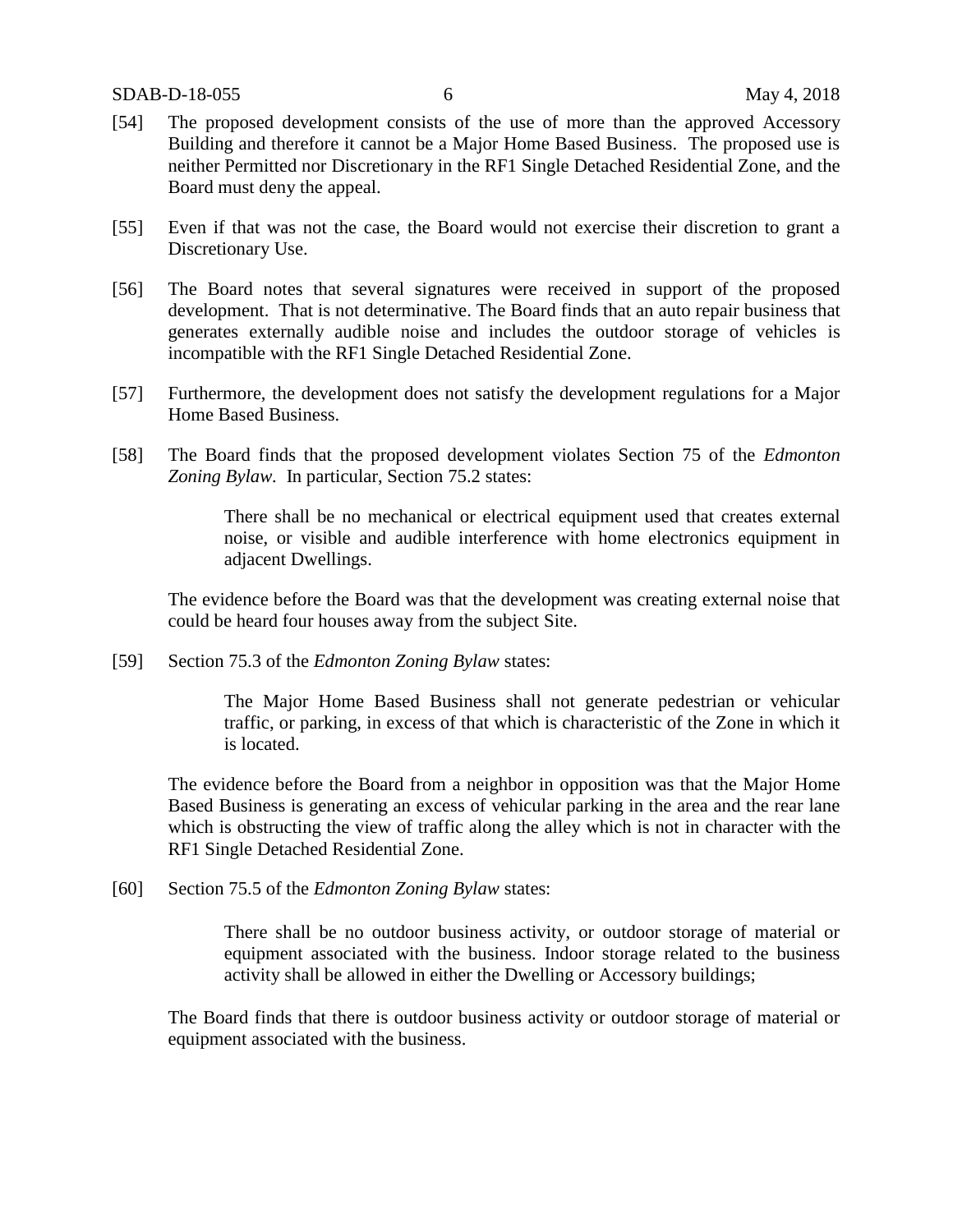[54] The proposed development consists of the use of more than the approved Accessory Building and therefore it cannot be a Major Home Based Business. The proposed use is neither Permitted nor Discretionary in the RF1 Single Detached Residential Zone, and the Board must deny the appeal.

[55] Even if that was not the case, the Board would not exercise their discretion to grant a Discretionary Use.

[56] The Board notes that several signatures were received in support of the proposed development. That is not determinative. The Board finds that an auto repair business that generates externally audible noise and includes the outdoor storage of vehicles is incompatible with the RF1 Single Detached Residential Zone.

[57] Furthermore, the development does not satisfy the development regulations for a Major Home Based Business.

[58] The Board finds that the proposed development violates Section 75 of the *Edmonton Zoning Bylaw*. In particular, Section 75.2 states:

> There shall be no mechanical or electrical equipment used that creates external noise, or visible and audible interference with home electronics equipment in adjacent Dwellings.

The evidence before the Board was that the development was creating external noise that could be heard four houses away from the subject Site.

[59] Section 75.3 of the *Edmonton Zoning Bylaw* states:

> The Major Home Based Business shall not generate pedestrian or vehicular traffic, or parking, in excess of that which is characteristic of the Zone in which it is located.

The evidence before the Board from a neighbor in opposition was that the Major Home Based Business is generating an excess of vehicular parking in the area and the rear lane which is obstructing the view of traffic along the alley which is not in character with the RF1 Single Detached Residential Zone.

[60] Section 75.5 of the *Edmonton Zoning Bylaw* states:

> There shall be no outdoor business activity, or outdoor storage of material or equipment associated with the business. Indoor storage related to the business activity shall be allowed in either the Dwelling or Accessory buildings;

The Board finds that there is outdoor business activity or outdoor storage of material or equipment associated with the business.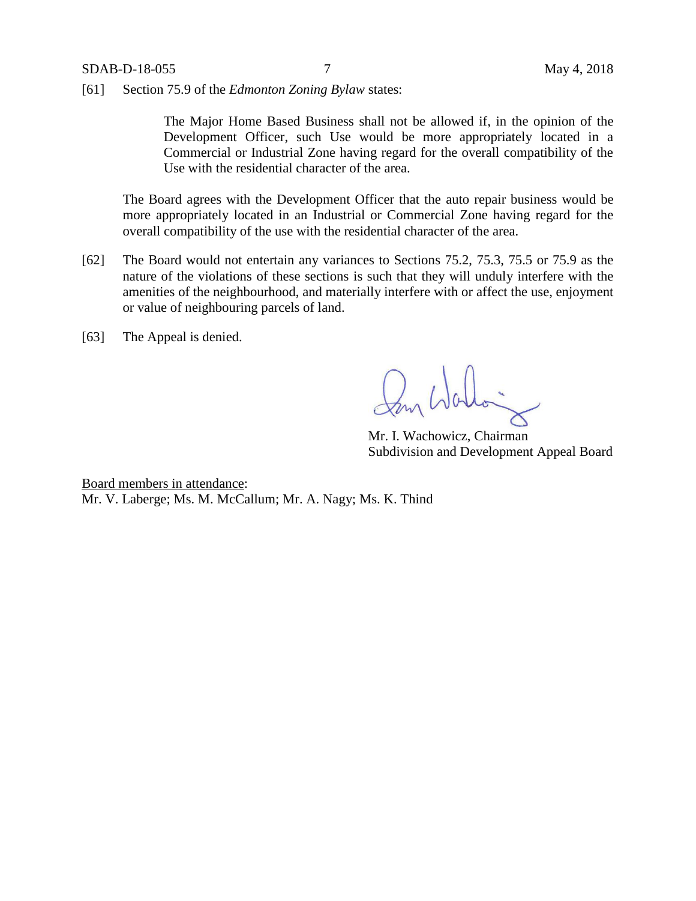[61] Section 75.9 of the *Edmonton Zoning Bylaw* states:

> The Major Home Based Business shall not be allowed if, in the opinion of the Development Officer, such Use would be more appropriately located in a Commercial or Industrial Zone having regard for the overall compatibility of the Use with the residential character of the area.

The Board agrees with the Development Officer that the auto repair business would be more appropriately located in an Industrial or Commercial Zone having regard for the overall compatibility of the use with the residential character of the area.

[62] The Board would not entertain any variances to Sections 75.2, 75.3, 75.5 or 75.9 as the nature of the violations of these sections is such that they will unduly interfere with the amenities of the neighbourhood, and materially interfere with or affect the use, enjoyment or value of neighbouring parcels of land.

[63] The Appeal is denied.

Mr. I. Wachowicz, Chairman
Subdivision and Development Appeal Board

<u>Board members in attendance</u>:
Mr. V. Laberge; Ms. M. McCallum; Mr. A. Nagy; Ms. K. Thind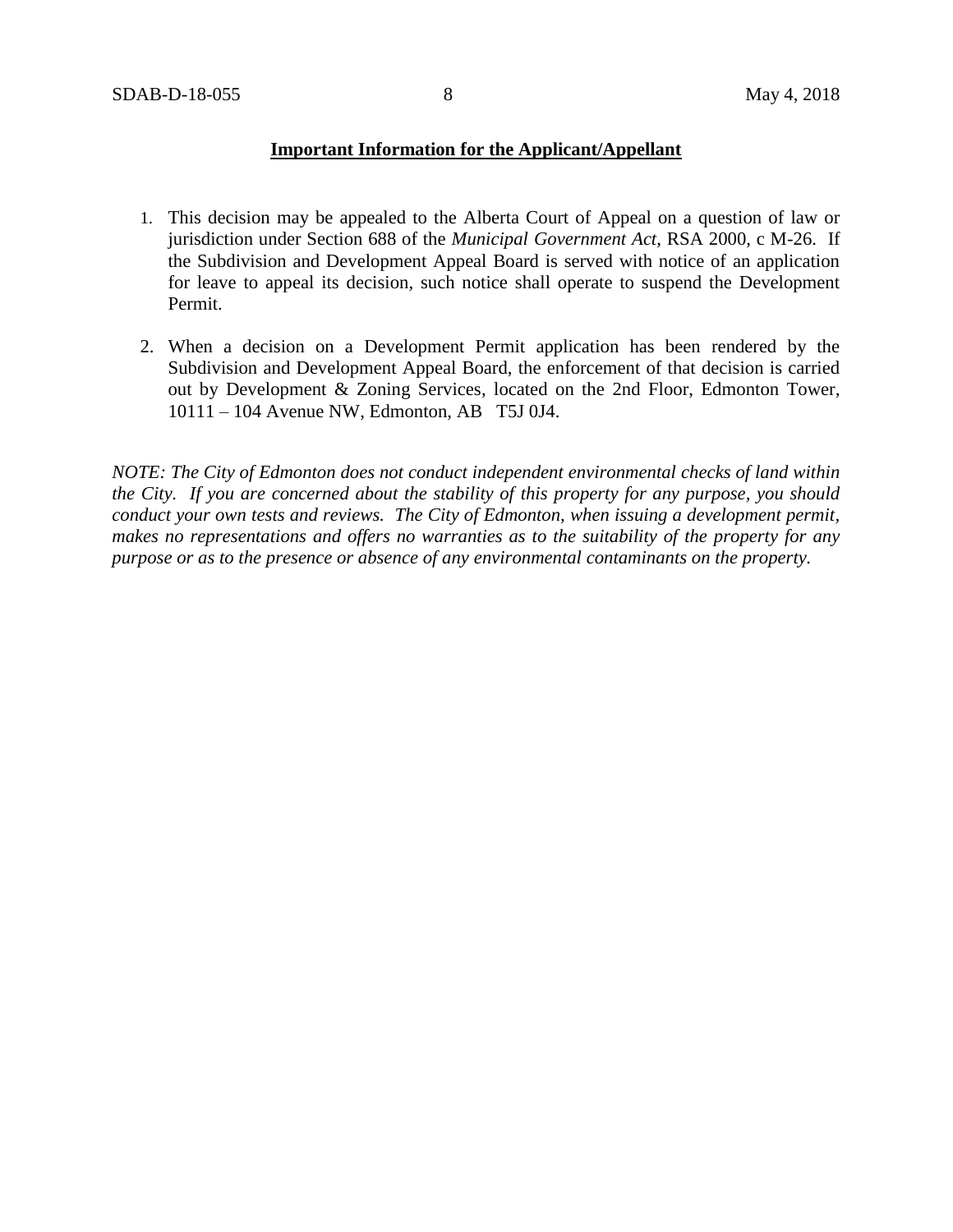**Important Information for the Applicant/Appellant**

1. This decision may be appealed to the Alberta Court of Appeal on a question of law or jurisdiction under Section 688 of the *Municipal Government Act*, RSA 2000, c M-26. If the Subdivision and Development Appeal Board is served with notice of an application for leave to appeal its decision, such notice shall operate to suspend the Development Permit.

2. When a decision on a Development Permit application has been rendered by the Subdivision and Development Appeal Board, the enforcement of that decision is carried out by Development & Zoning Services, located on the 2nd Floor, Edmonton Tower, 10111 – 104 Avenue NW, Edmonton, AB T5J 0J4.

*NOTE: The City of Edmonton does not conduct independent environmental checks of land within the City. If you are concerned about the stability of this property for any purpose, you should conduct your own tests and reviews. The City of Edmonton, when issuing a development permit, makes no representations and offers no warranties as to the suitability of the property for any purpose or as to the presence or absence of any environmental contaminants on the property.*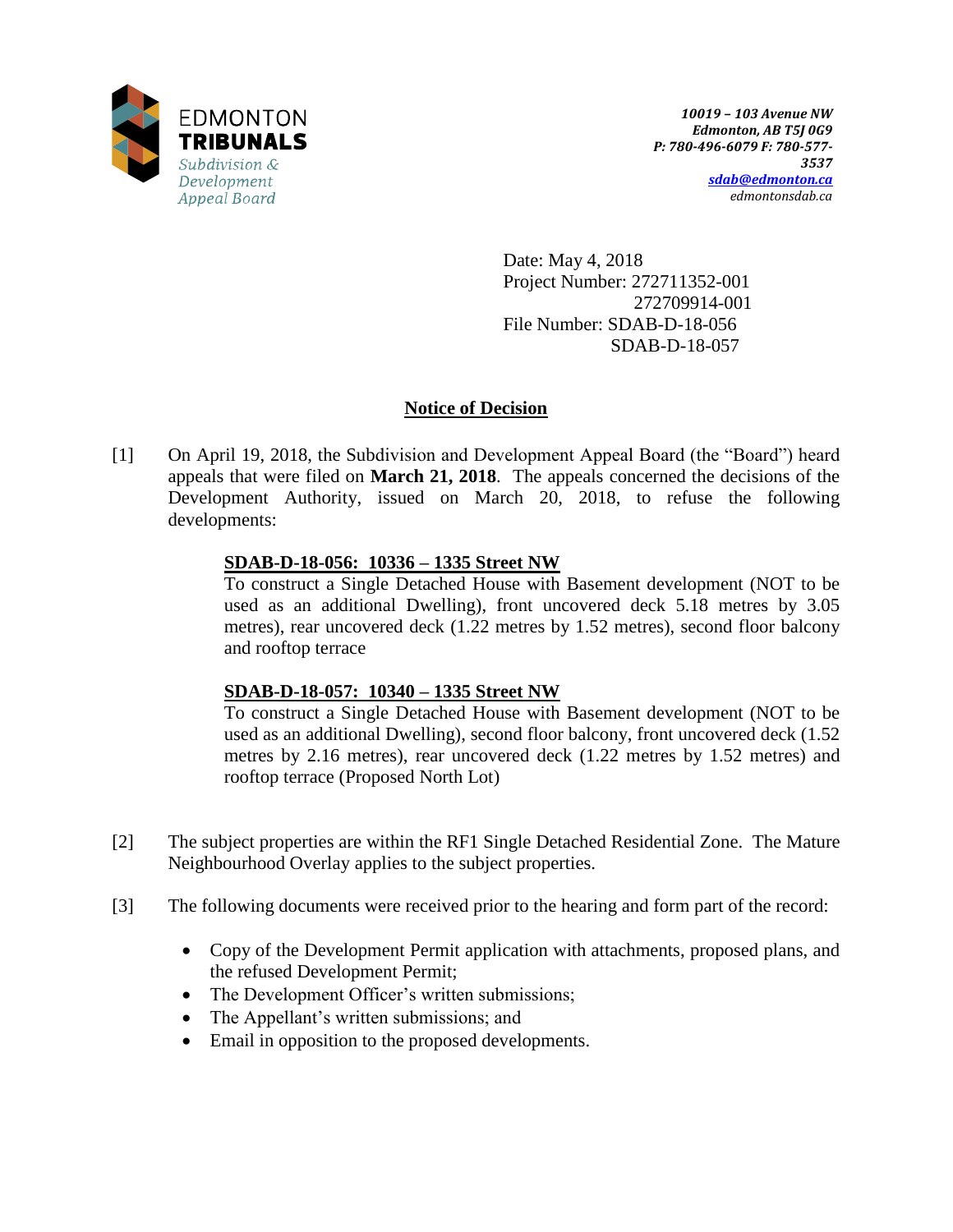EDMONTON
**TRIBUNALS**
*Subdivision & Development Appeal Board*

***10019 – 103 Avenue NW***
***Edmonton, AB T5J 0G9***
***P: 780-496-6079 F: 780-577-3537***
***sdab@edmonton.ca***
*edmontonsdab.ca*

Date: May 4, 2018
Project Number: 272711352-001
272709914-001
File Number: SDAB-D-18-056
SDAB-D-18-057

## Notice of Decision

[1] On April 19, 2018, the Subdivision and Development Appeal Board (the "Board") heard appeals that were filed on **March 21, 2018**. The appeals concerned the decisions of the Development Authority, issued on March 20, 2018, to refuse the following developments:

**SDAB-D-18-056: 10336 – 1335 Street NW**
To construct a Single Detached House with Basement development (NOT to be used as an additional Dwelling), front uncovered deck 5.18 metres by 3.05 metres), rear uncovered deck (1.22 metres by 1.52 metres), second floor balcony and rooftop terrace

**SDAB-D-18-057: 10340 – 1335 Street NW**
To construct a Single Detached House with Basement development (NOT to be used as an additional Dwelling), second floor balcony, front uncovered deck (1.52 metres by 2.16 metres), rear uncovered deck (1.22 metres by 1.52 metres) and rooftop terrace (Proposed North Lot)

[2] The subject properties are within the RF1 Single Detached Residential Zone. The Mature Neighbourhood Overlay applies to the subject properties.

[3] The following documents were received prior to the hearing and form part of the record:

- Copy of the Development Permit application with attachments, proposed plans, and the refused Development Permit;
- The Development Officer's written submissions;
- The Appellant's written submissions; and
- Email in opposition to the proposed developments.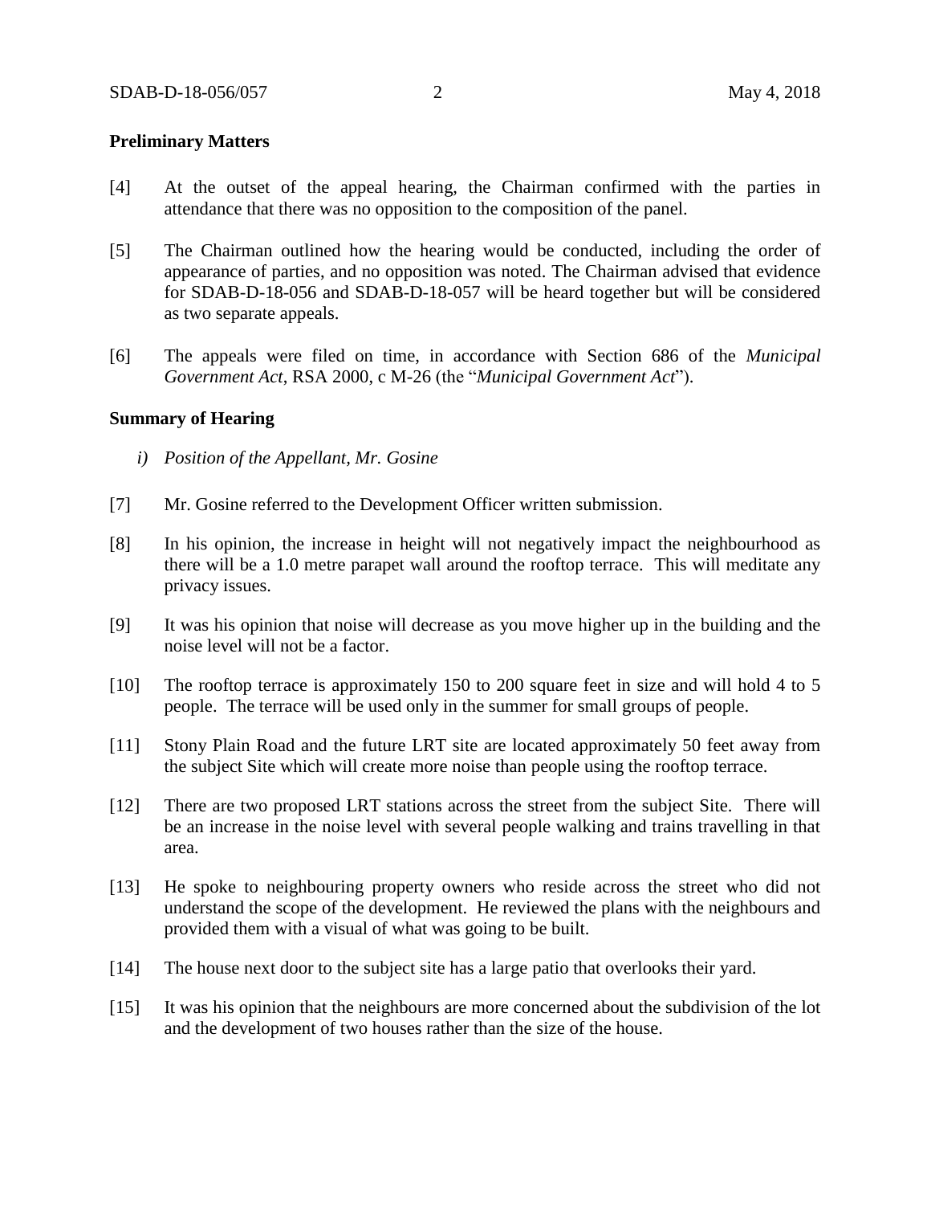**Preliminary Matters**

[4] At the outset of the appeal hearing, the Chairman confirmed with the parties in attendance that there was no opposition to the composition of the panel.

[5] The Chairman outlined how the hearing would be conducted, including the order of appearance of parties, and no opposition was noted. The Chairman advised that evidence for SDAB-D-18-056 and SDAB-D-18-057 will be heard together but will be considered as two separate appeals.

[6] The appeals were filed on time, in accordance with Section 686 of the *Municipal Government Act*, RSA 2000, c M-26 (the "*Municipal Government Act*").

**Summary of Hearing**

*i) Position of the Appellant, Mr. Gosine*

[7] Mr. Gosine referred to the Development Officer written submission.

[8] In his opinion, the increase in height will not negatively impact the neighbourhood as there will be a 1.0 metre parapet wall around the rooftop terrace. This will meditate any privacy issues.

[9] It was his opinion that noise will decrease as you move higher up in the building and the noise level will not be a factor.

[10] The rooftop terrace is approximately 150 to 200 square feet in size and will hold 4 to 5 people. The terrace will be used only in the summer for small groups of people.

[11] Stony Plain Road and the future LRT site are located approximately 50 feet away from the subject Site which will create more noise than people using the rooftop terrace.

[12] There are two proposed LRT stations across the street from the subject Site. There will be an increase in the noise level with several people walking and trains travelling in that area.

[13] He spoke to neighbouring property owners who reside across the street who did not understand the scope of the development. He reviewed the plans with the neighbours and provided them with a visual of what was going to be built.

[14] The house next door to the subject site has a large patio that overlooks their yard.

[15] It was his opinion that the neighbours are more concerned about the subdivision of the lot and the development of two houses rather than the size of the house.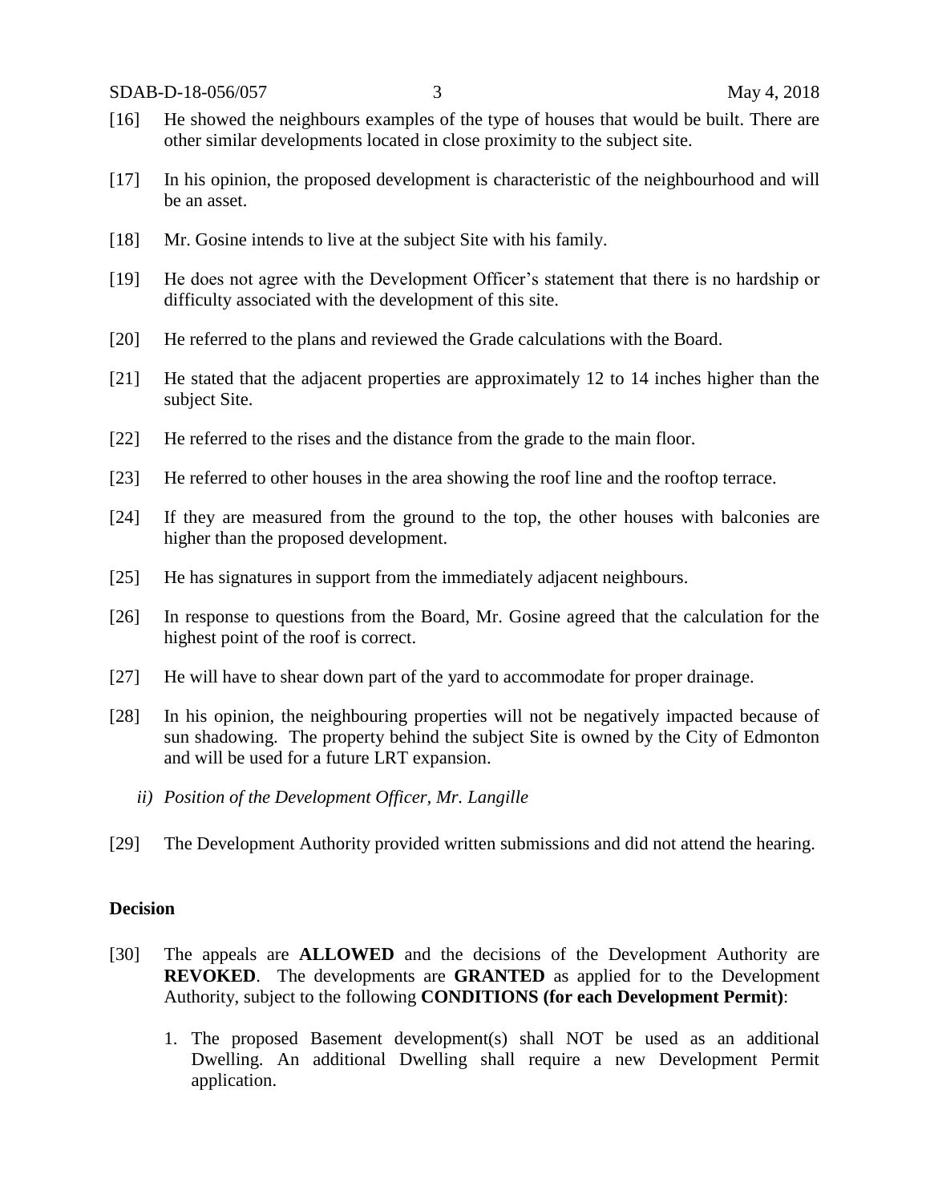[16] He showed the neighbours examples of the type of houses that would be built. There are other similar developments located in close proximity to the subject site.

[17] In his opinion, the proposed development is characteristic of the neighbourhood and will be an asset.

[18] Mr. Gosine intends to live at the subject Site with his family.

[19] He does not agree with the Development Officer's statement that there is no hardship or difficulty associated with the development of this site.

[20] He referred to the plans and reviewed the Grade calculations with the Board.

[21] He stated that the adjacent properties are approximately 12 to 14 inches higher than the subject Site.

[22] He referred to the rises and the distance from the grade to the main floor.

[23] He referred to other houses in the area showing the roof line and the rooftop terrace.

[24] If they are measured from the ground to the top, the other houses with balconies are higher than the proposed development.

[25] He has signatures in support from the immediately adjacent neighbours.

[26] In response to questions from the Board, Mr. Gosine agreed that the calculation for the highest point of the roof is correct.

[27] He will have to shear down part of the yard to accommodate for proper drainage.

[28] In his opinion, the neighbouring properties will not be negatively impacted because of sun shadowing. The property behind the subject Site is owned by the City of Edmonton and will be used for a future LRT expansion.

*ii) Position of the Development Officer, Mr. Langille*

[29] The Development Authority provided written submissions and did not attend the hearing.

**Decision**

[30] The appeals are **ALLOWED** and the decisions of the Development Authority are **REVOKED**. The developments are **GRANTED** as applied for to the Development Authority, subject to the following **CONDITIONS (for each Development Permit)**:

1. The proposed Basement development(s) shall NOT be used as an additional Dwelling. An additional Dwelling shall require a new Development Permit application.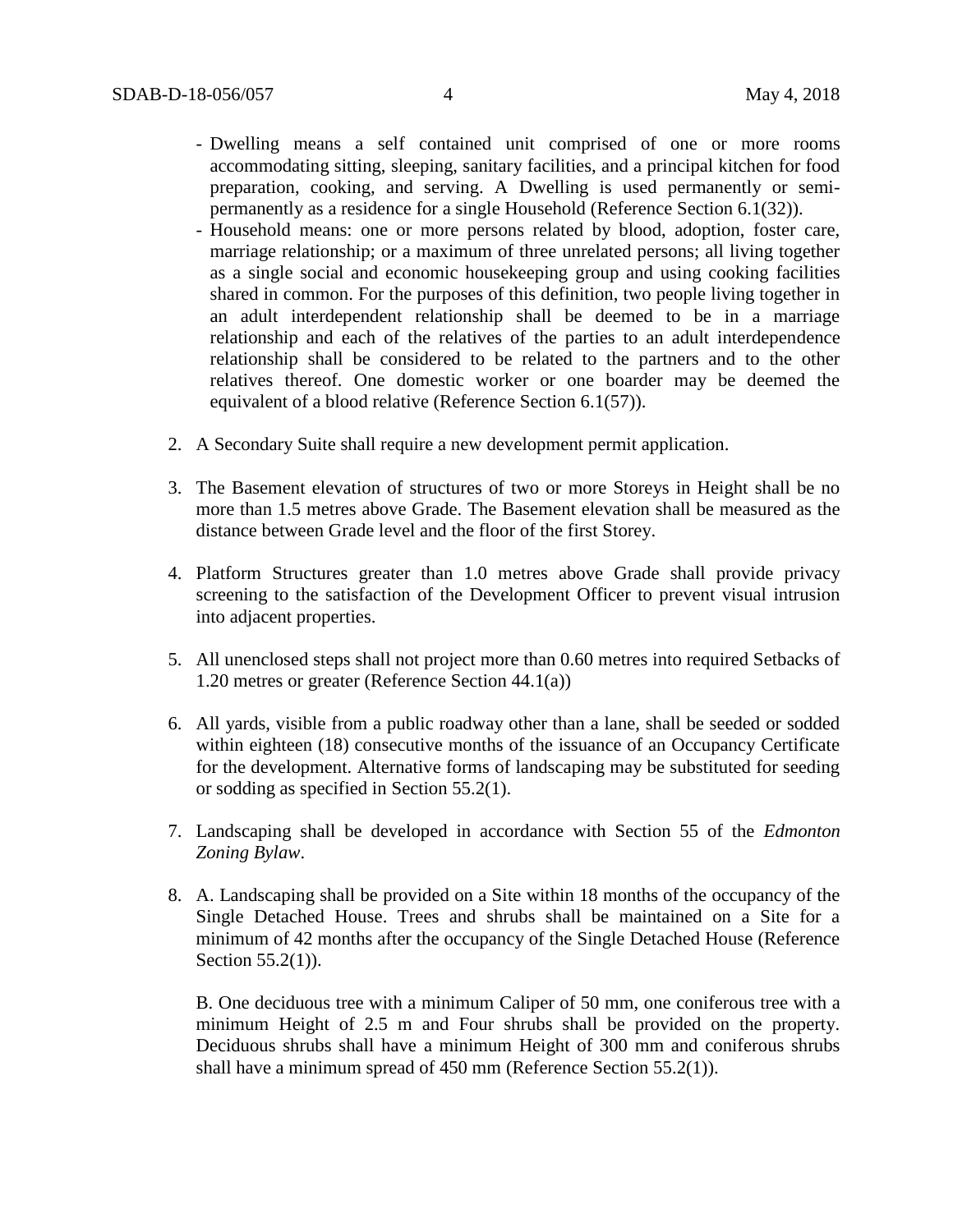- Dwelling means a self contained unit comprised of one or more rooms accommodating sitting, sleeping, sanitary facilities, and a principal kitchen for food preparation, cooking, and serving. A Dwelling is used permanently or semi-permanently as a residence for a single Household (Reference Section 6.1(32)).
- Household means: one or more persons related by blood, adoption, foster care, marriage relationship; or a maximum of three unrelated persons; all living together as a single social and economic housekeeping group and using cooking facilities shared in common. For the purposes of this definition, two people living together in an adult interdependent relationship shall be deemed to be in a marriage relationship and each of the relatives of the parties to an adult interdependence relationship shall be considered to be related to the partners and to the other relatives thereof. One domestic worker or one boarder may be deemed the equivalent of a blood relative (Reference Section 6.1(57)).

2. A Secondary Suite shall require a new development permit application.

3. The Basement elevation of structures of two or more Storeys in Height shall be no more than 1.5 metres above Grade. The Basement elevation shall be measured as the distance between Grade level and the floor of the first Storey.

4. Platform Structures greater than 1.0 metres above Grade shall provide privacy screening to the satisfaction of the Development Officer to prevent visual intrusion into adjacent properties.

5. All unenclosed steps shall not project more than 0.60 metres into required Setbacks of 1.20 metres or greater (Reference Section 44.1(a))

6. All yards, visible from a public roadway other than a lane, shall be seeded or sodded within eighteen (18) consecutive months of the issuance of an Occupancy Certificate for the development. Alternative forms of landscaping may be substituted for seeding or sodding as specified in Section 55.2(1).

7. Landscaping shall be developed in accordance with Section 55 of the *Edmonton Zoning Bylaw*.

8. A. Landscaping shall be provided on a Site within 18 months of the occupancy of the Single Detached House. Trees and shrubs shall be maintained on a Site for a minimum of 42 months after the occupancy of the Single Detached House (Reference Section 55.2(1)).

   B. One deciduous tree with a minimum Caliper of 50 mm, one coniferous tree with a minimum Height of 2.5 m and Four shrubs shall be provided on the property. Deciduous shrubs shall have a minimum Height of 300 mm and coniferous shrubs shall have a minimum spread of 450 mm (Reference Section 55.2(1)).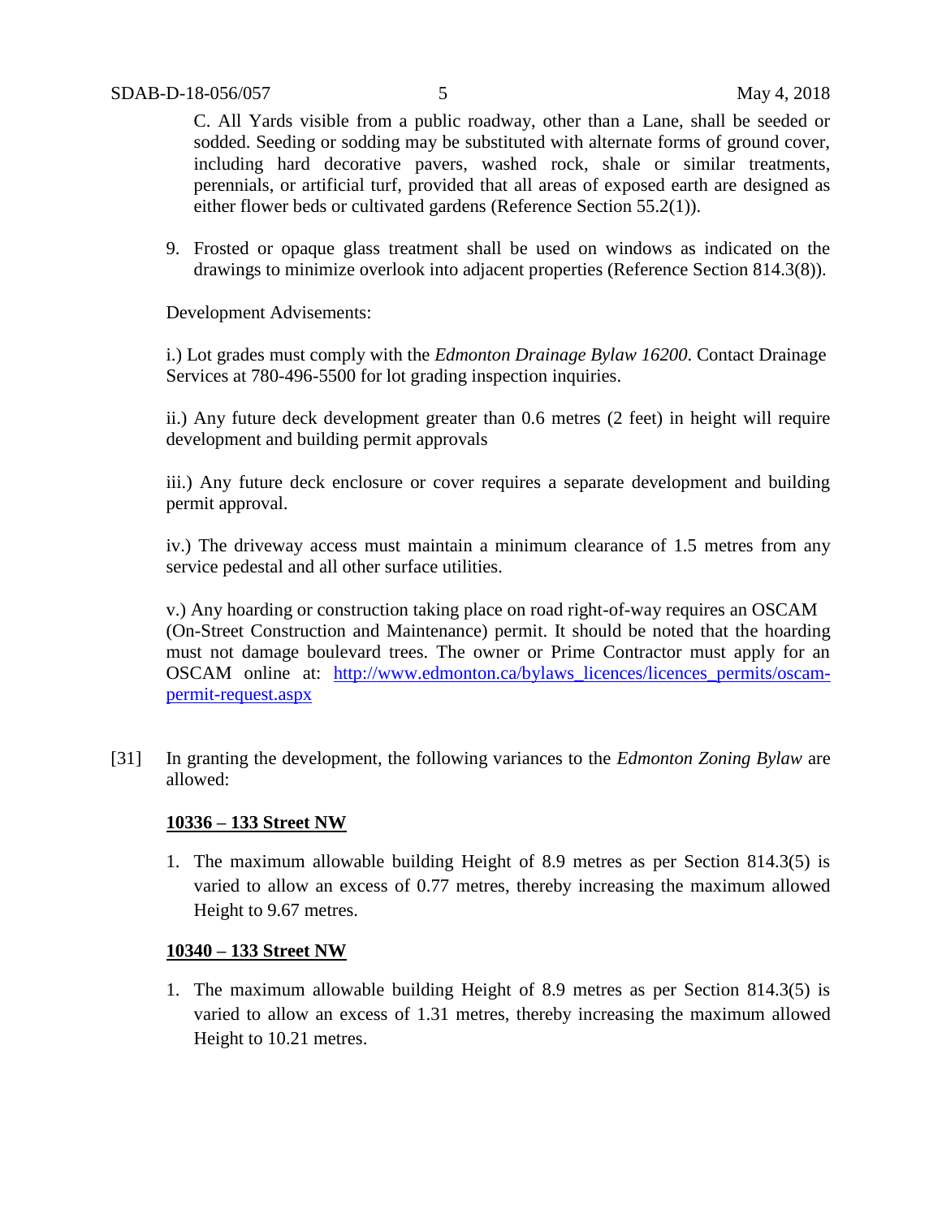C. All Yards visible from a public roadway, other than a Lane, shall be seeded or sodded. Seeding or sodding may be substituted with alternate forms of ground cover, including hard decorative pavers, washed rock, shale or similar treatments, perennials, or artificial turf, provided that all areas of exposed earth are designed as either flower beds or cultivated gardens (Reference Section 55.2(1)).

9. Frosted or opaque glass treatment shall be used on windows as indicated on the drawings to minimize overlook into adjacent properties (Reference Section 814.3(8)).

Development Advisements:

i.) Lot grades must comply with the *Edmonton Drainage Bylaw 16200*. Contact Drainage Services at 780-496-5500 for lot grading inspection inquiries.

ii.) Any future deck development greater than 0.6 metres (2 feet) in height will require development and building permit approvals

iii.) Any future deck enclosure or cover requires a separate development and building permit approval.

iv.) The driveway access must maintain a minimum clearance of 1.5 metres from any service pedestal and all other surface utilities.

v.) Any hoarding or construction taking place on road right-of-way requires an OSCAM (On-Street Construction and Maintenance) permit. It should be noted that the hoarding must not damage boulevard trees. The owner or Prime Contractor must apply for an OSCAM online at: [http://www.edmonton.ca/bylaws_licences/licences_permits/oscam-permit-request.aspx](http://www.edmonton.ca/bylaws_licences/licences_permits/oscam-permit-request.aspx)

[31] In granting the development, the following variances to the *Edmonton Zoning Bylaw* are allowed:

**10336 – 133 Street NW**

1. The maximum allowable building Height of 8.9 metres as per Section 814.3(5) is varied to allow an excess of 0.77 metres, thereby increasing the maximum allowed Height to 9.67 metres.

**10340 – 133 Street NW**

1. The maximum allowable building Height of 8.9 metres as per Section 814.3(5) is varied to allow an excess of 1.31 metres, thereby increasing the maximum allowed Height to 10.21 metres.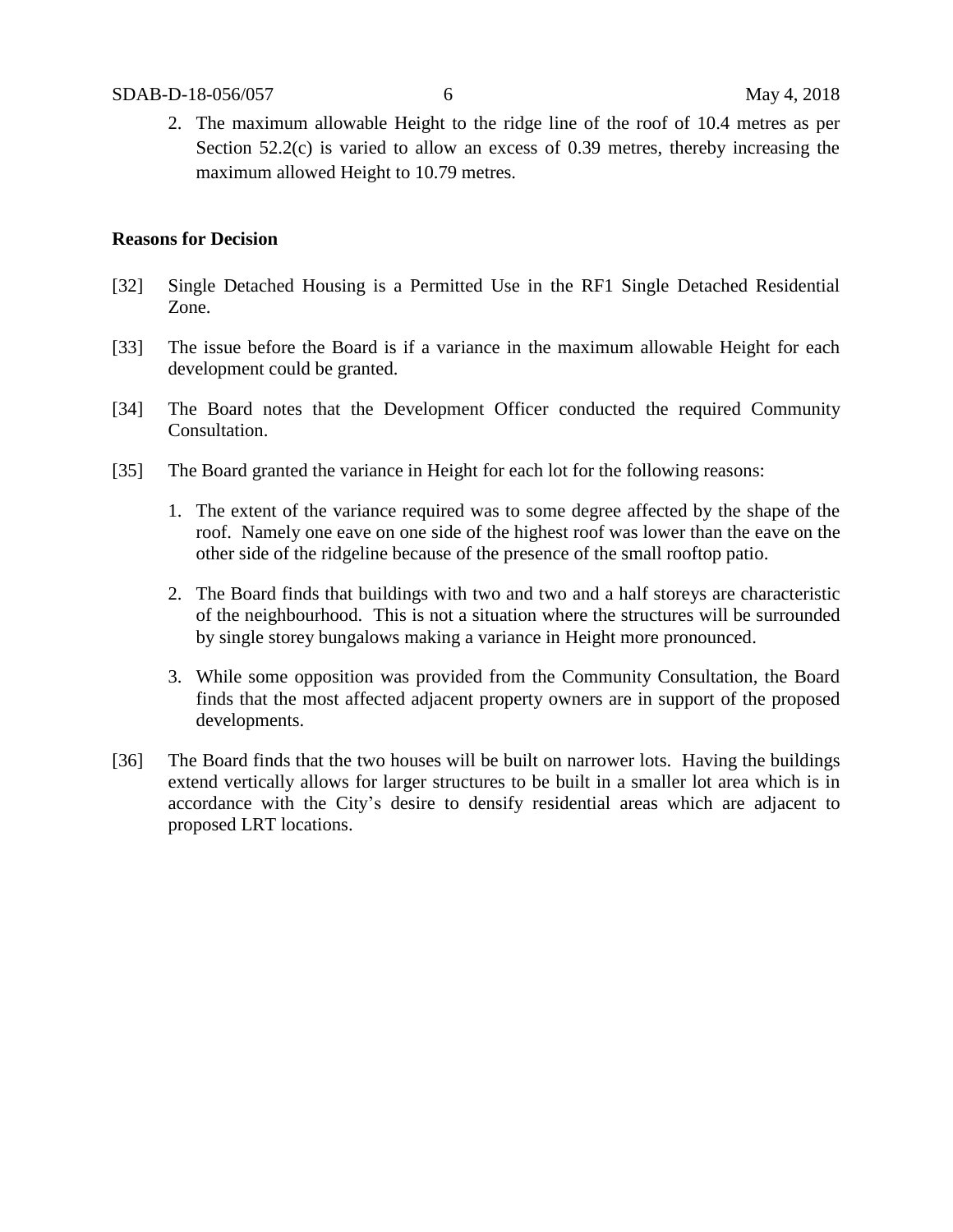2. The maximum allowable Height to the ridge line of the roof of 10.4 metres as per Section 52.2(c) is varied to allow an excess of 0.39 metres, thereby increasing the maximum allowed Height to 10.79 metres.

**Reasons for Decision**

[32] Single Detached Housing is a Permitted Use in the RF1 Single Detached Residential Zone.

[33] The issue before the Board is if a variance in the maximum allowable Height for each development could be granted.

[34] The Board notes that the Development Officer conducted the required Community Consultation.

[35] The Board granted the variance in Height for each lot for the following reasons:

1. The extent of the variance required was to some degree affected by the shape of the roof. Namely one eave on one side of the highest roof was lower than the eave on the other side of the ridgeline because of the presence of the small rooftop patio.

2. The Board finds that buildings with two and two and a half storeys are characteristic of the neighbourhood. This is not a situation where the structures will be surrounded by single storey bungalows making a variance in Height more pronounced.

3. While some opposition was provided from the Community Consultation, the Board finds that the most affected adjacent property owners are in support of the proposed developments.

[36] The Board finds that the two houses will be built on narrower lots. Having the buildings extend vertically allows for larger structures to be built in a smaller lot area which is in accordance with the City's desire to densify residential areas which are adjacent to proposed LRT locations.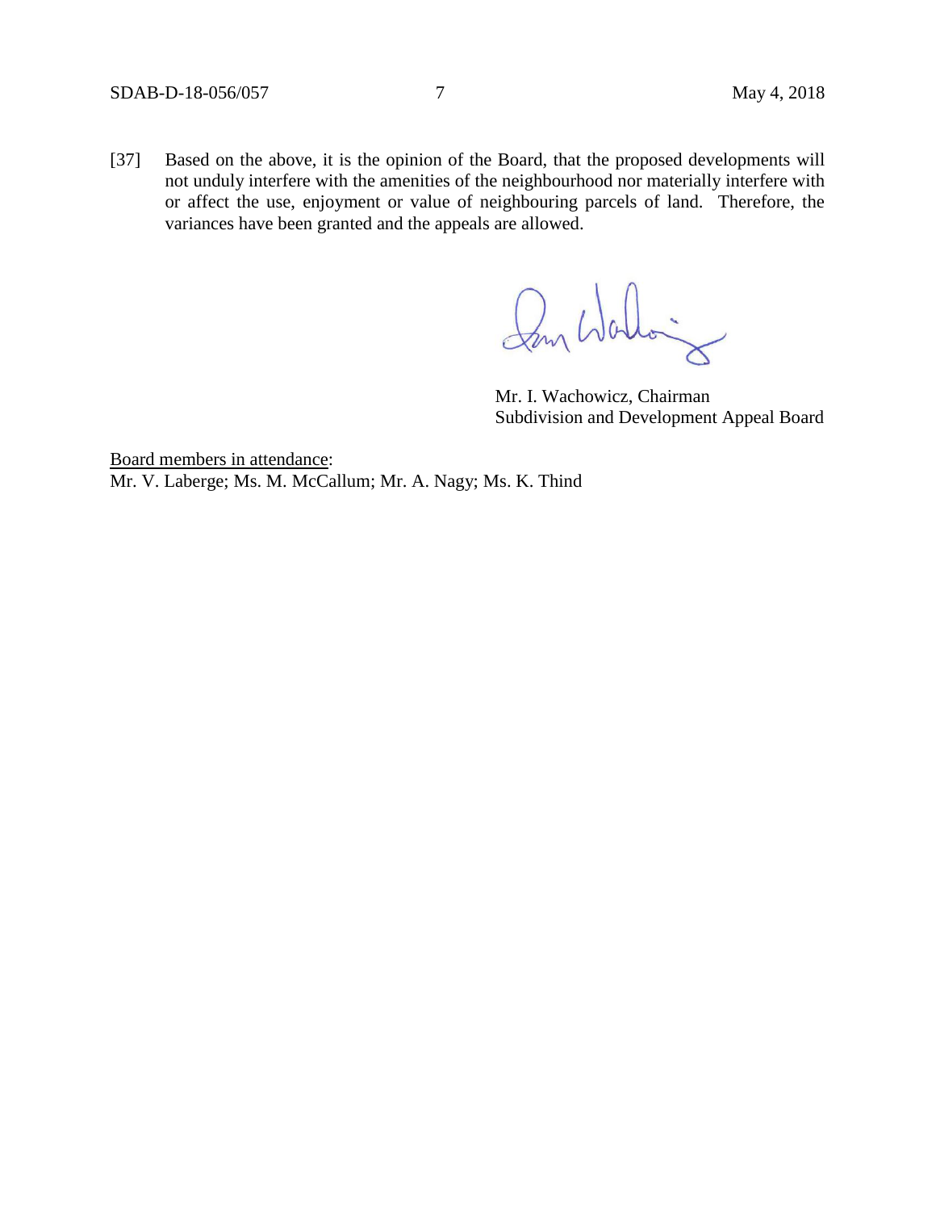[37] Based on the above, it is the opinion of the Board, that the proposed developments will not unduly interfere with the amenities of the neighbourhood nor materially interfere with or affect the use, enjoyment or value of neighbouring parcels of land. Therefore, the variances have been granted and the appeals are allowed.

Mr. I. Wachowicz, Chairman
Subdivision and Development Appeal Board

Board members in attendance:
Mr. V. Laberge; Ms. M. McCallum; Mr. A. Nagy; Ms. K. Thind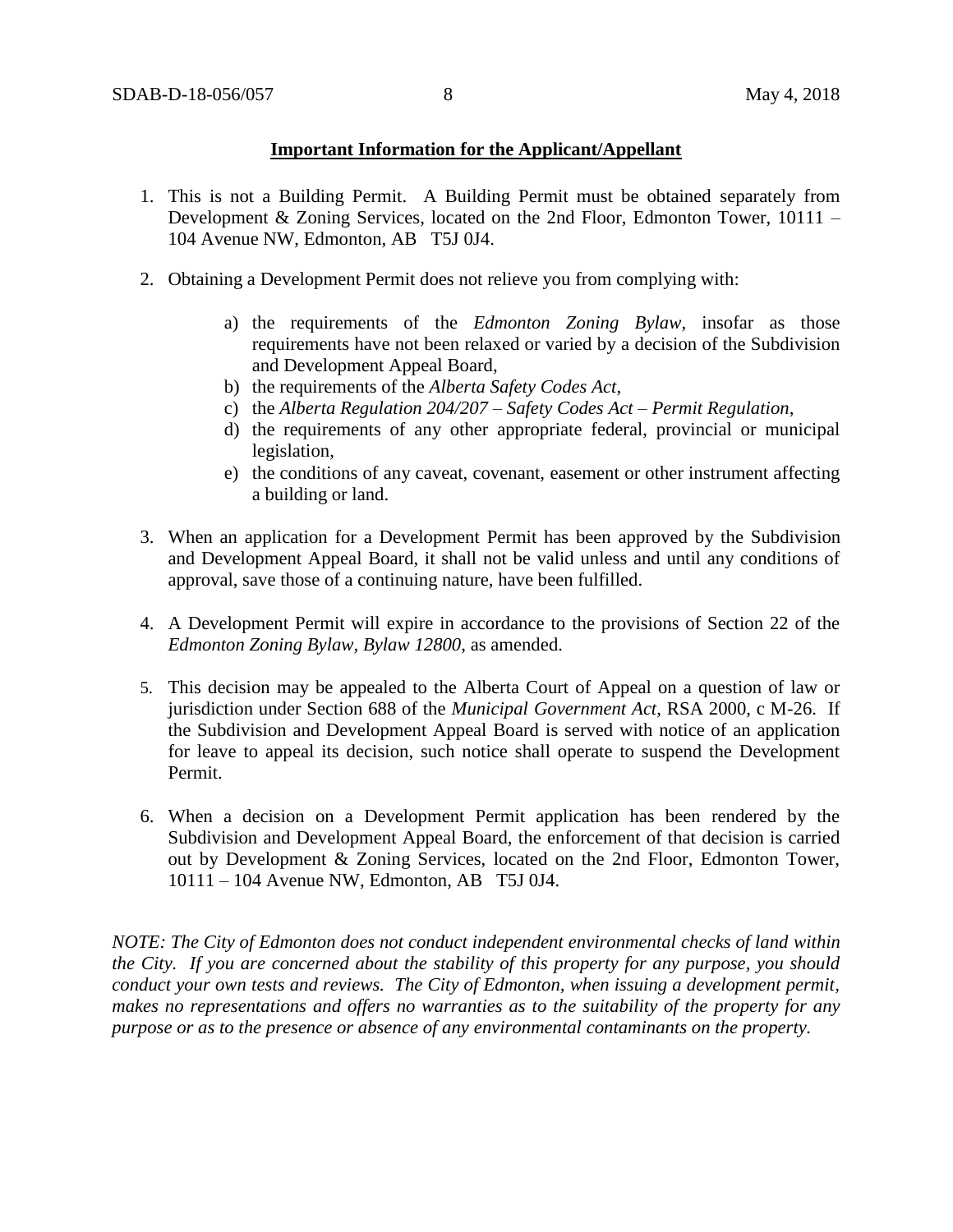**Important Information for the Applicant/Appellant**

1. This is not a Building Permit. A Building Permit must be obtained separately from Development & Zoning Services, located on the 2nd Floor, Edmonton Tower, 10111 – 104 Avenue NW, Edmonton, AB T5J 0J4.

2. Obtaining a Development Permit does not relieve you from complying with:

    a) the requirements of the *Edmonton Zoning Bylaw*, insofar as those requirements have not been relaxed or varied by a decision of the Subdivision and Development Appeal Board,
    b) the requirements of the *Alberta Safety Codes Act*,
    c) the *Alberta Regulation 204/207 – Safety Codes Act – Permit Regulation*,
    d) the requirements of any other appropriate federal, provincial or municipal legislation,
    e) the conditions of any caveat, covenant, easement or other instrument affecting a building or land.

3. When an application for a Development Permit has been approved by the Subdivision and Development Appeal Board, it shall not be valid unless and until any conditions of approval, save those of a continuing nature, have been fulfilled.

4. A Development Permit will expire in accordance to the provisions of Section 22 of the *Edmonton Zoning Bylaw, Bylaw 12800*, as amended.

5. This decision may be appealed to the Alberta Court of Appeal on a question of law or jurisdiction under Section 688 of the *Municipal Government Act*, RSA 2000, c M-26. If the Subdivision and Development Appeal Board is served with notice of an application for leave to appeal its decision, such notice shall operate to suspend the Development Permit.

6. When a decision on a Development Permit application has been rendered by the Subdivision and Development Appeal Board, the enforcement of that decision is carried out by Development & Zoning Services, located on the 2nd Floor, Edmonton Tower, 10111 – 104 Avenue NW, Edmonton, AB T5J 0J4.

*NOTE: The City of Edmonton does not conduct independent environmental checks of land within the City. If you are concerned about the stability of this property for any purpose, you should conduct your own tests and reviews. The City of Edmonton, when issuing a development permit, makes no representations and offers no warranties as to the suitability of the property for any purpose or as to the presence or absence of any environmental contaminants on the property.*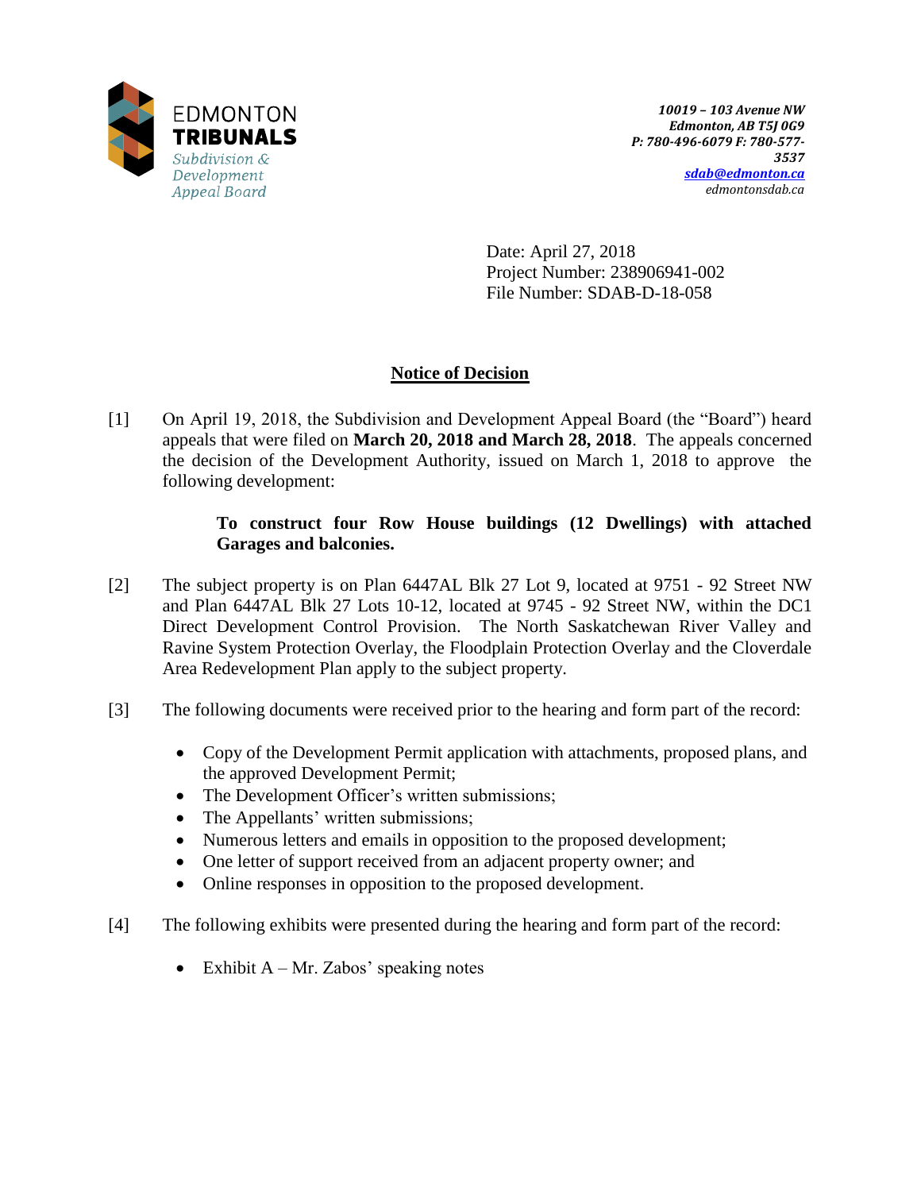EDMONTON
**TRIBUNALS**
*Subdivision & Development Appeal Board*

***10019 – 103 Avenue NW***
***Edmonton, AB T5J 0G9***
***P: 780-496-6079 F: 780-577-3537***
***sdab@edmonton.ca***
*edmontonsdab.ca*

Date: April 27, 2018
Project Number: 238906941-002
File Number: SDAB-D-18-058

## Notice of Decision

[1] On April 19, 2018, the Subdivision and Development Appeal Board (the "Board") heard appeals that were filed on **March 20, 2018 and March 28, 2018**. The appeals concerned the decision of the Development Authority, issued on March 1, 2018 to approve the following development:

> **To construct four Row House buildings (12 Dwellings) with attached Garages and balconies.**

[2] The subject property is on Plan 6447AL Blk 27 Lot 9, located at 9751 - 92 Street NW and Plan 6447AL Blk 27 Lots 10-12, located at 9745 - 92 Street NW, within the DC1 Direct Development Control Provision. The North Saskatchewan River Valley and Ravine System Protection Overlay, the Floodplain Protection Overlay and the Cloverdale Area Redevelopment Plan apply to the subject property.

[3] The following documents were received prior to the hearing and form part of the record:

- Copy of the Development Permit application with attachments, proposed plans, and the approved Development Permit;
- The Development Officer's written submissions;
- The Appellants' written submissions;
- Numerous letters and emails in opposition to the proposed development;
- One letter of support received from an adjacent property owner; and
- Online responses in opposition to the proposed development.

[4] The following exhibits were presented during the hearing and form part of the record:

- Exhibit A – Mr. Zabos' speaking notes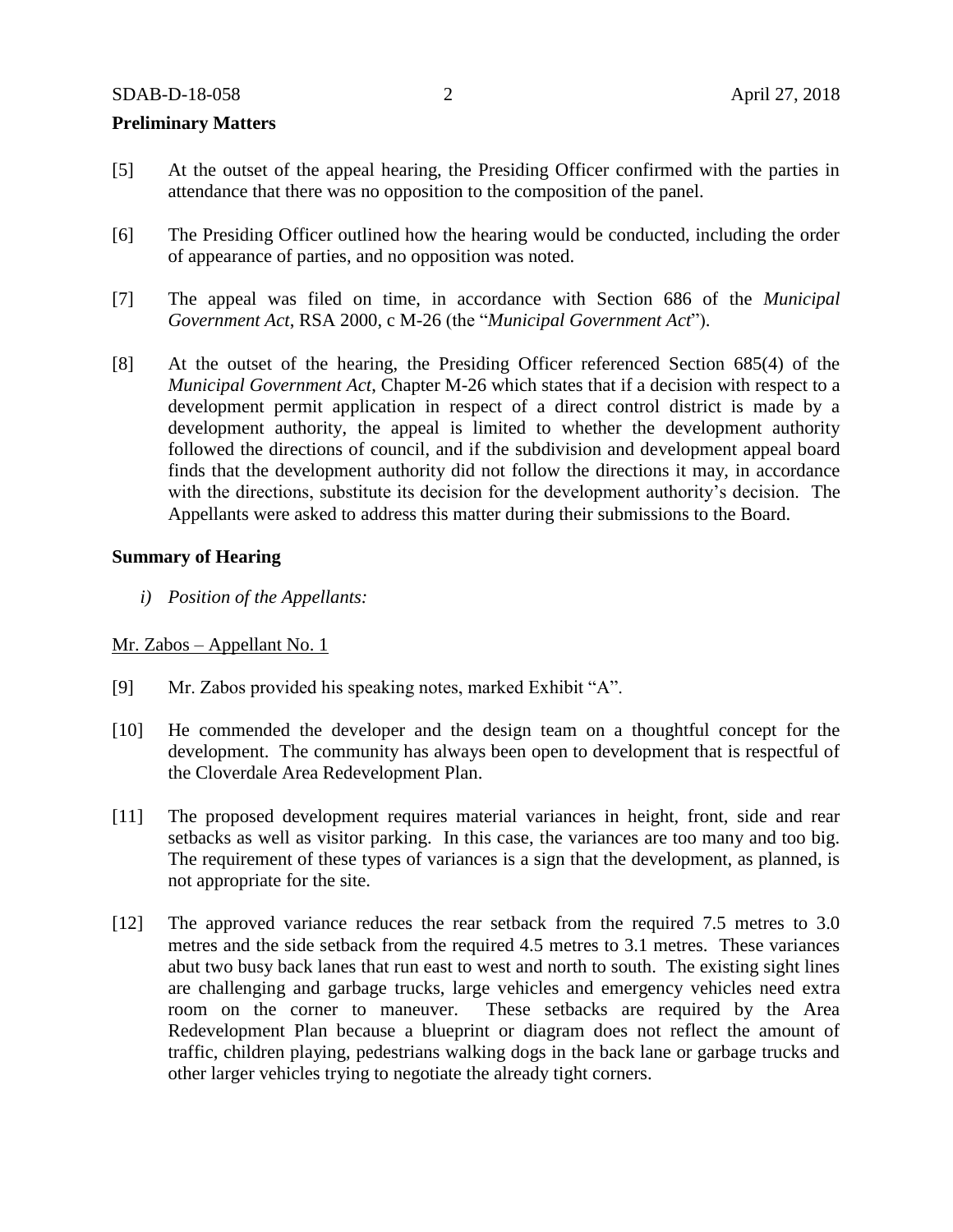**Preliminary Matters**

[5] At the outset of the appeal hearing, the Presiding Officer confirmed with the parties in attendance that there was no opposition to the composition of the panel.

[6] The Presiding Officer outlined how the hearing would be conducted, including the order of appearance of parties, and no opposition was noted.

[7] The appeal was filed on time, in accordance with Section 686 of the *Municipal Government Act*, RSA 2000, c M-26 (the "*Municipal Government Act*").

[8] At the outset of the hearing, the Presiding Officer referenced Section 685(4) of the *Municipal Government Act*, Chapter M-26 which states that if a decision with respect to a development permit application in respect of a direct control district is made by a development authority, the appeal is limited to whether the development authority followed the directions of council, and if the subdivision and development appeal board finds that the development authority did not follow the directions it may, in accordance with the directions, substitute its decision for the development authority's decision. The Appellants were asked to address this matter during their submissions to the Board.

**Summary of Hearing**

*i) Position of the Appellants:*

<u>Mr. Zabos – Appellant No. 1</u>

[9] Mr. Zabos provided his speaking notes, marked Exhibit "A".

[10] He commended the developer and the design team on a thoughtful concept for the development. The community has always been open to development that is respectful of the Cloverdale Area Redevelopment Plan.

[11] The proposed development requires material variances in height, front, side and rear setbacks as well as visitor parking. In this case, the variances are too many and too big. The requirement of these types of variances is a sign that the development, as planned, is not appropriate for the site.

[12] The approved variance reduces the rear setback from the required 7.5 metres to 3.0 metres and the side setback from the required 4.5 metres to 3.1 metres. These variances abut two busy back lanes that run east to west and north to south. The existing sight lines are challenging and garbage trucks, large vehicles and emergency vehicles need extra room on the corner to maneuver. These setbacks are required by the Area Redevelopment Plan because a blueprint or diagram does not reflect the amount of traffic, children playing, pedestrians walking dogs in the back lane or garbage trucks and other larger vehicles trying to negotiate the already tight corners.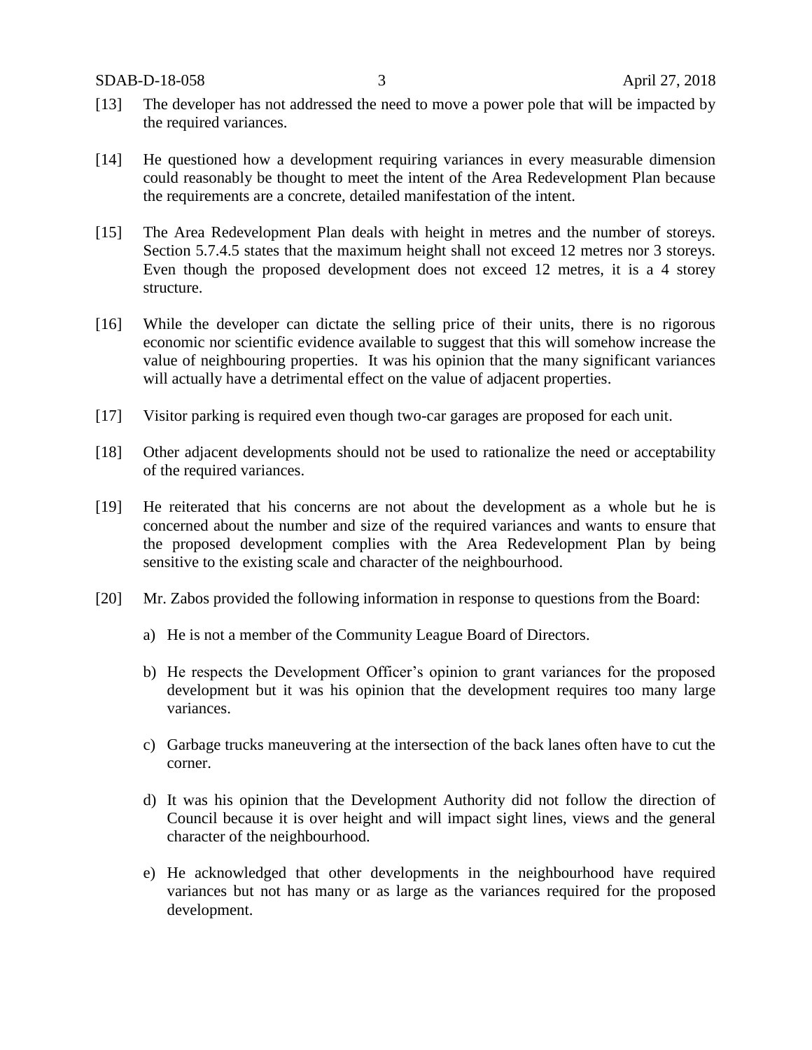[13] The developer has not addressed the need to move a power pole that will be impacted by the required variances.

[14] He questioned how a development requiring variances in every measurable dimension could reasonably be thought to meet the intent of the Area Redevelopment Plan because the requirements are a concrete, detailed manifestation of the intent.

[15] The Area Redevelopment Plan deals with height in metres and the number of storeys. Section 5.7.4.5 states that the maximum height shall not exceed 12 metres nor 3 storeys. Even though the proposed development does not exceed 12 metres, it is a 4 storey structure.

[16] While the developer can dictate the selling price of their units, there is no rigorous economic nor scientific evidence available to suggest that this will somehow increase the value of neighbouring properties. It was his opinion that the many significant variances will actually have a detrimental effect on the value of adjacent properties.

[17] Visitor parking is required even though two-car garages are proposed for each unit.

[18] Other adjacent developments should not be used to rationalize the need or acceptability of the required variances.

[19] He reiterated that his concerns are not about the development as a whole but he is concerned about the number and size of the required variances and wants to ensure that the proposed development complies with the Area Redevelopment Plan by being sensitive to the existing scale and character of the neighbourhood.

[20] Mr. Zabos provided the following information in response to questions from the Board:

a) He is not a member of the Community League Board of Directors.

b) He respects the Development Officer's opinion to grant variances for the proposed development but it was his opinion that the development requires too many large variances.

c) Garbage trucks maneuvering at the intersection of the back lanes often have to cut the corner.

d) It was his opinion that the Development Authority did not follow the direction of Council because it is over height and will impact sight lines, views and the general character of the neighbourhood.

e) He acknowledged that other developments in the neighbourhood have required variances but not has many or as large as the variances required for the proposed development.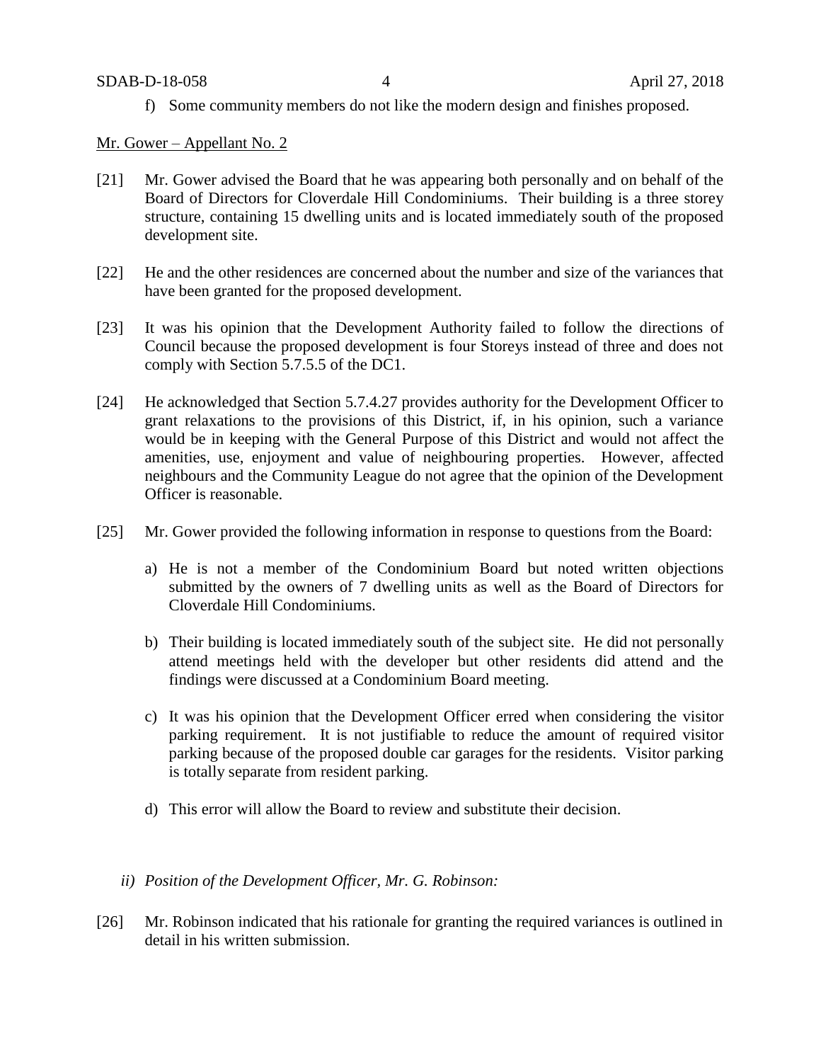f) Some community members do not like the modern design and finishes proposed.

Mr. Gower – Appellant No. 2

[21] Mr. Gower advised the Board that he was appearing both personally and on behalf of the Board of Directors for Cloverdale Hill Condominiums. Their building is a three storey structure, containing 15 dwelling units and is located immediately south of the proposed development site.

[22] He and the other residences are concerned about the number and size of the variances that have been granted for the proposed development.

[23] It was his opinion that the Development Authority failed to follow the directions of Council because the proposed development is four Storeys instead of three and does not comply with Section 5.7.5.5 of the DC1.

[24] He acknowledged that Section 5.7.4.27 provides authority for the Development Officer to grant relaxations to the provisions of this District, if, in his opinion, such a variance would be in keeping with the General Purpose of this District and would not affect the amenities, use, enjoyment and value of neighbouring properties. However, affected neighbours and the Community League do not agree that the opinion of the Development Officer is reasonable.

[25] Mr. Gower provided the following information in response to questions from the Board:

a) He is not a member of the Condominium Board but noted written objections submitted by the owners of 7 dwelling units as well as the Board of Directors for Cloverdale Hill Condominiums.

b) Their building is located immediately south of the subject site. He did not personally attend meetings held with the developer but other residents did attend and the findings were discussed at a Condominium Board meeting.

c) It was his opinion that the Development Officer erred when considering the visitor parking requirement. It is not justifiable to reduce the amount of required visitor parking because of the proposed double car garages for the residents. Visitor parking is totally separate from resident parking.

d) This error will allow the Board to review and substitute their decision.

*ii) Position of the Development Officer, Mr. G. Robinson:*

[26] Mr. Robinson indicated that his rationale for granting the required variances is outlined in detail in his written submission.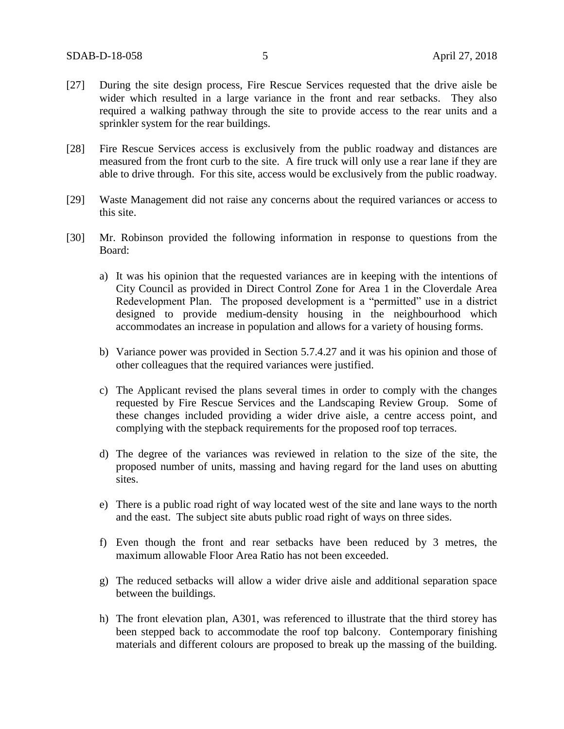[27] During the site design process, Fire Rescue Services requested that the drive aisle be wider which resulted in a large variance in the front and rear setbacks. They also required a walking pathway through the site to provide access to the rear units and a sprinkler system for the rear buildings.

[28] Fire Rescue Services access is exclusively from the public roadway and distances are measured from the front curb to the site. A fire truck will only use a rear lane if they are able to drive through. For this site, access would be exclusively from the public roadway.

[29] Waste Management did not raise any concerns about the required variances or access to this site.

[30] Mr. Robinson provided the following information in response to questions from the Board:

a) It was his opinion that the requested variances are in keeping with the intentions of City Council as provided in Direct Control Zone for Area 1 in the Cloverdale Area Redevelopment Plan. The proposed development is a "permitted" use in a district designed to provide medium-density housing in the neighbourhood which accommodates an increase in population and allows for a variety of housing forms.

b) Variance power was provided in Section 5.7.4.27 and it was his opinion and those of other colleagues that the required variances were justified.

c) The Applicant revised the plans several times in order to comply with the changes requested by Fire Rescue Services and the Landscaping Review Group. Some of these changes included providing a wider drive aisle, a centre access point, and complying with the stepback requirements for the proposed roof top terraces.

d) The degree of the variances was reviewed in relation to the size of the site, the proposed number of units, massing and having regard for the land uses on abutting sites.

e) There is a public road right of way located west of the site and lane ways to the north and the east. The subject site abuts public road right of ways on three sides.

f) Even though the front and rear setbacks have been reduced by 3 metres, the maximum allowable Floor Area Ratio has not been exceeded.

g) The reduced setbacks will allow a wider drive aisle and additional separation space between the buildings.

h) The front elevation plan, A301, was referenced to illustrate that the third storey has been stepped back to accommodate the roof top balcony. Contemporary finishing materials and different colours are proposed to break up the massing of the building.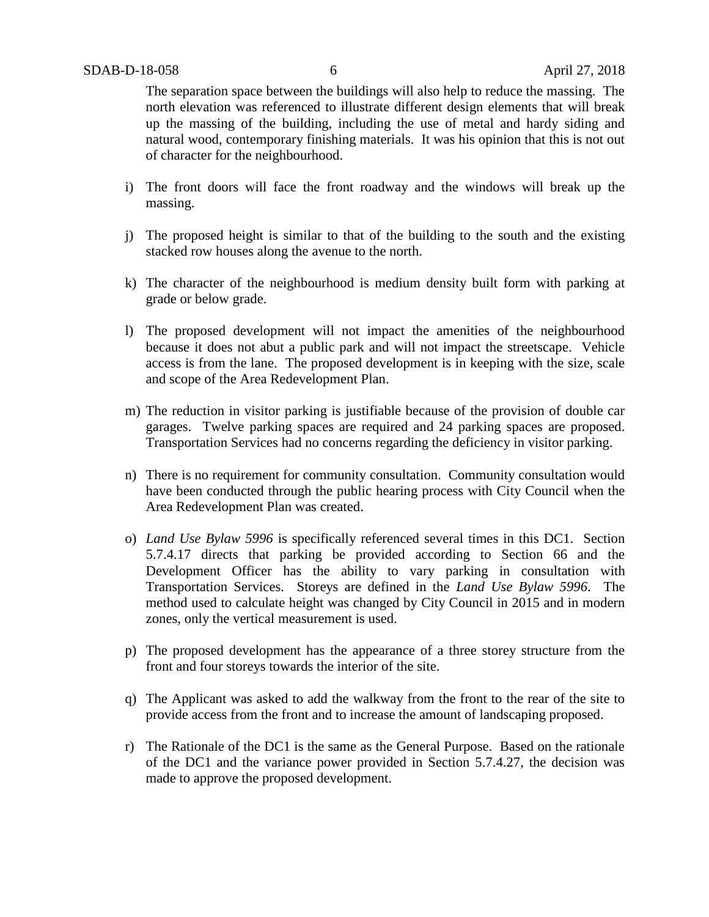The separation space between the buildings will also help to reduce the massing. The north elevation was referenced to illustrate different design elements that will break up the massing of the building, including the use of metal and hardy siding and natural wood, contemporary finishing materials. It was his opinion that this is not out of character for the neighbourhood.

i) The front doors will face the front roadway and the windows will break up the massing.

j) The proposed height is similar to that of the building to the south and the existing stacked row houses along the avenue to the north.

k) The character of the neighbourhood is medium density built form with parking at grade or below grade.

l) The proposed development will not impact the amenities of the neighbourhood because it does not abut a public park and will not impact the streetscape. Vehicle access is from the lane. The proposed development is in keeping with the size, scale and scope of the Area Redevelopment Plan.

m) The reduction in visitor parking is justifiable because of the provision of double car garages. Twelve parking spaces are required and 24 parking spaces are proposed. Transportation Services had no concerns regarding the deficiency in visitor parking.

n) There is no requirement for community consultation. Community consultation would have been conducted through the public hearing process with City Council when the Area Redevelopment Plan was created.

o) *Land Use Bylaw 5996* is specifically referenced several times in this DC1. Section 5.7.4.17 directs that parking be provided according to Section 66 and the Development Officer has the ability to vary parking in consultation with Transportation Services. Storeys are defined in the *Land Use Bylaw 5996*. The method used to calculate height was changed by City Council in 2015 and in modern zones, only the vertical measurement is used.

p) The proposed development has the appearance of a three storey structure from the front and four storeys towards the interior of the site.

q) The Applicant was asked to add the walkway from the front to the rear of the site to provide access from the front and to increase the amount of landscaping proposed.

r) The Rationale of the DC1 is the same as the General Purpose. Based on the rationale of the DC1 and the variance power provided in Section 5.7.4.27, the decision was made to approve the proposed development.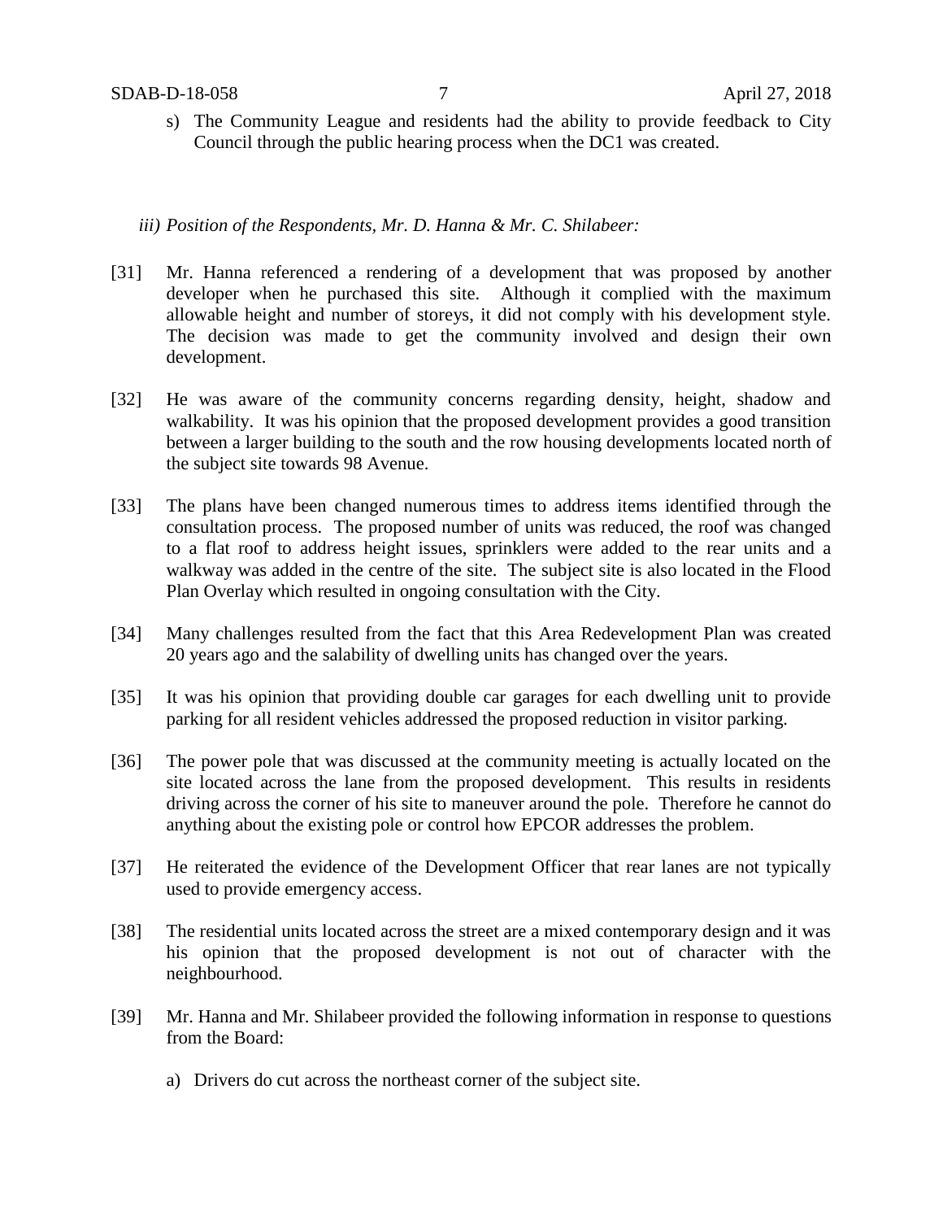s) The Community League and residents had the ability to provide feedback to City Council through the public hearing process when the DC1 was created.

*iii) Position of the Respondents, Mr. D. Hanna & Mr. C. Shilabeer:*

[31] Mr. Hanna referenced a rendering of a development that was proposed by another developer when he purchased this site. Although it complied with the maximum allowable height and number of storeys, it did not comply with his development style. The decision was made to get the community involved and design their own development.

[32] He was aware of the community concerns regarding density, height, shadow and walkability. It was his opinion that the proposed development provides a good transition between a larger building to the south and the row housing developments located north of the subject site towards 98 Avenue.

[33] The plans have been changed numerous times to address items identified through the consultation process. The proposed number of units was reduced, the roof was changed to a flat roof to address height issues, sprinklers were added to the rear units and a walkway was added in the centre of the site. The subject site is also located in the Flood Plan Overlay which resulted in ongoing consultation with the City.

[34] Many challenges resulted from the fact that this Area Redevelopment Plan was created 20 years ago and the salability of dwelling units has changed over the years.

[35] It was his opinion that providing double car garages for each dwelling unit to provide parking for all resident vehicles addressed the proposed reduction in visitor parking.

[36] The power pole that was discussed at the community meeting is actually located on the site located across the lane from the proposed development. This results in residents driving across the corner of his site to maneuver around the pole. Therefore he cannot do anything about the existing pole or control how EPCOR addresses the problem.

[37] He reiterated the evidence of the Development Officer that rear lanes are not typically used to provide emergency access.

[38] The residential units located across the street are a mixed contemporary design and it was his opinion that the proposed development is not out of character with the neighbourhood.

[39] Mr. Hanna and Mr. Shilabeer provided the following information in response to questions from the Board:

a) Drivers do cut across the northeast corner of the subject site.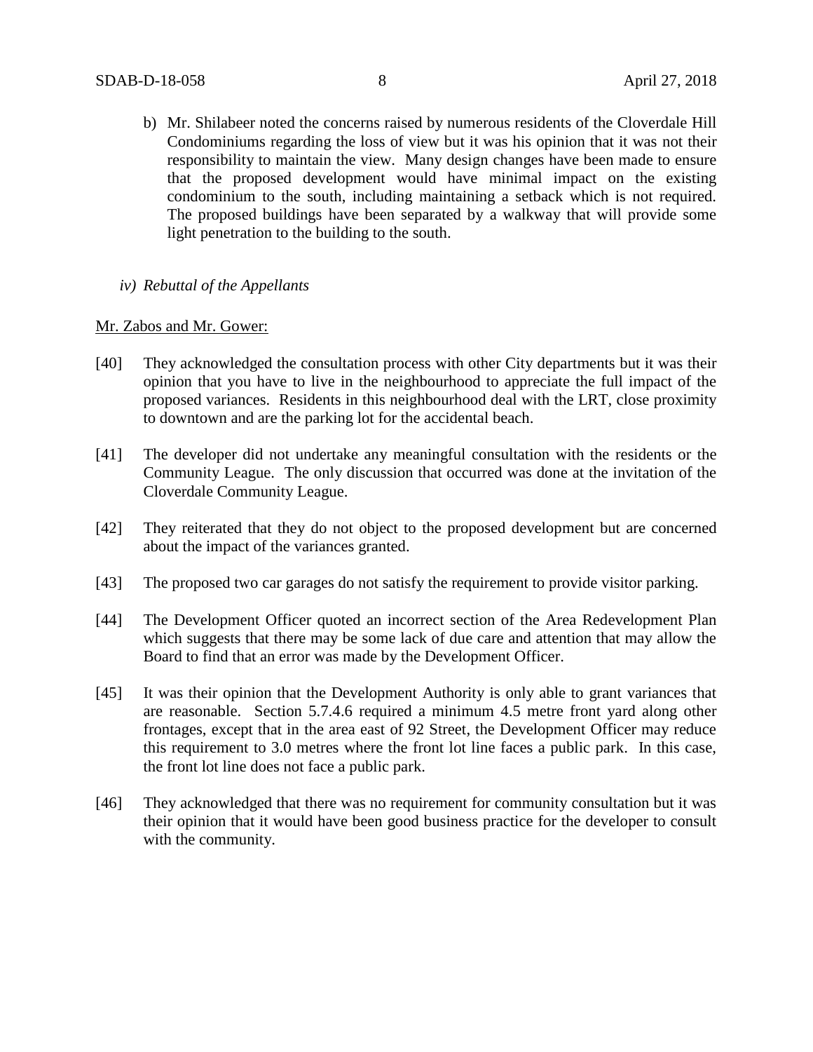b) Mr. Shilabeer noted the concerns raised by numerous residents of the Cloverdale Hill Condominiums regarding the loss of view but it was his opinion that it was not their responsibility to maintain the view. Many design changes have been made to ensure that the proposed development would have minimal impact on the existing condominium to the south, including maintaining a setback which is not required. The proposed buildings have been separated by a walkway that will provide some light penetration to the building to the south.

*iv) Rebuttal of the Appellants*

Mr. Zabos and Mr. Gower:

[40] They acknowledged the consultation process with other City departments but it was their opinion that you have to live in the neighbourhood to appreciate the full impact of the proposed variances. Residents in this neighbourhood deal with the LRT, close proximity to downtown and are the parking lot for the accidental beach.

[41] The developer did not undertake any meaningful consultation with the residents or the Community League. The only discussion that occurred was done at the invitation of the Cloverdale Community League.

[42] They reiterated that they do not object to the proposed development but are concerned about the impact of the variances granted.

[43] The proposed two car garages do not satisfy the requirement to provide visitor parking.

[44] The Development Officer quoted an incorrect section of the Area Redevelopment Plan which suggests that there may be some lack of due care and attention that may allow the Board to find that an error was made by the Development Officer.

[45] It was their opinion that the Development Authority is only able to grant variances that are reasonable. Section 5.7.4.6 required a minimum 4.5 metre front yard along other frontages, except that in the area east of 92 Street, the Development Officer may reduce this requirement to 3.0 metres where the front lot line faces a public park. In this case, the front lot line does not face a public park.

[46] They acknowledged that there was no requirement for community consultation but it was their opinion that it would have been good business practice for the developer to consult with the community.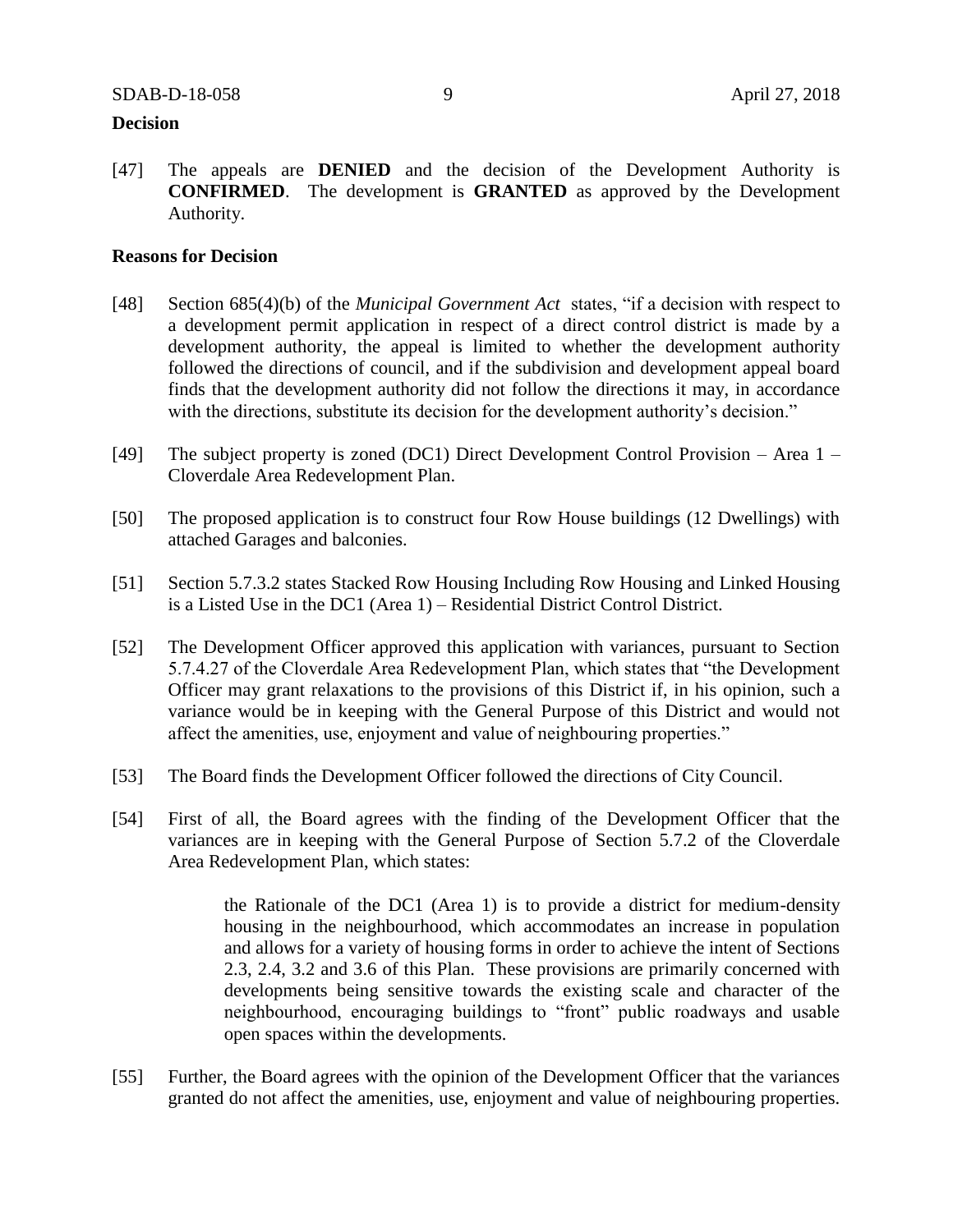**Decision**

[47] The appeals are **DENIED** and the decision of the Development Authority is **CONFIRMED**. The development is **GRANTED** as approved by the Development Authority.

**Reasons for Decision**

[48] Section 685(4)(b) of the *Municipal Government Act* states, "if a decision with respect to a development permit application in respect of a direct control district is made by a development authority, the appeal is limited to whether the development authority followed the directions of council, and if the subdivision and development appeal board finds that the development authority did not follow the directions it may, in accordance with the directions, substitute its decision for the development authority's decision."

[49] The subject property is zoned (DC1) Direct Development Control Provision – Area 1 – Cloverdale Area Redevelopment Plan.

[50] The proposed application is to construct four Row House buildings (12 Dwellings) with attached Garages and balconies.

[51] Section 5.7.3.2 states Stacked Row Housing Including Row Housing and Linked Housing is a Listed Use in the DC1 (Area 1) – Residential District Control District.

[52] The Development Officer approved this application with variances, pursuant to Section 5.7.4.27 of the Cloverdale Area Redevelopment Plan, which states that "the Development Officer may grant relaxations to the provisions of this District if, in his opinion, such a variance would be in keeping with the General Purpose of this District and would not affect the amenities, use, enjoyment and value of neighbouring properties."

[53] The Board finds the Development Officer followed the directions of City Council.

[54] First of all, the Board agrees with the finding of the Development Officer that the variances are in keeping with the General Purpose of Section 5.7.2 of the Cloverdale Area Redevelopment Plan, which states:

> the Rationale of the DC1 (Area 1) is to provide a district for medium-density housing in the neighbourhood, which accommodates an increase in population and allows for a variety of housing forms in order to achieve the intent of Sections 2.3, 2.4, 3.2 and 3.6 of this Plan. These provisions are primarily concerned with developments being sensitive towards the existing scale and character of the neighbourhood, encouraging buildings to "front" public roadways and usable open spaces within the developments.

[55] Further, the Board agrees with the opinion of the Development Officer that the variances granted do not affect the amenities, use, enjoyment and value of neighbouring properties.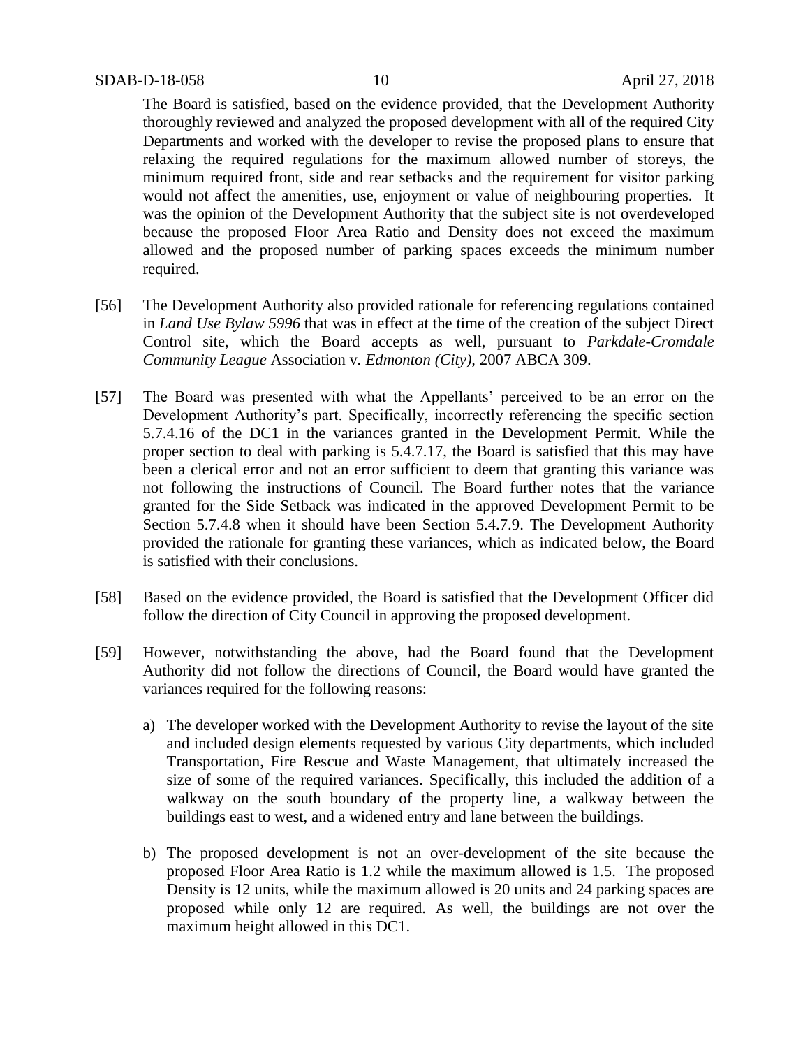The Board is satisfied, based on the evidence provided, that the Development Authority thoroughly reviewed and analyzed the proposed development with all of the required City Departments and worked with the developer to revise the proposed plans to ensure that relaxing the required regulations for the maximum allowed number of storeys, the minimum required front, side and rear setbacks and the requirement for visitor parking would not affect the amenities, use, enjoyment or value of neighbouring properties. It was the opinion of the Development Authority that the subject site is not overdeveloped because the proposed Floor Area Ratio and Density does not exceed the maximum allowed and the proposed number of parking spaces exceeds the minimum number required.

[56] The Development Authority also provided rationale for referencing regulations contained in *Land Use Bylaw 5996* that was in effect at the time of the creation of the subject Direct Control site, which the Board accepts as well, pursuant to *Parkdale-Cromdale Community League* Association v. *Edmonton (City),* 2007 ABCA 309.

[57] The Board was presented with what the Appellants' perceived to be an error on the Development Authority's part. Specifically, incorrectly referencing the specific section 5.7.4.16 of the DC1 in the variances granted in the Development Permit. While the proper section to deal with parking is 5.4.7.17, the Board is satisfied that this may have been a clerical error and not an error sufficient to deem that granting this variance was not following the instructions of Council. The Board further notes that the variance granted for the Side Setback was indicated in the approved Development Permit to be Section 5.7.4.8 when it should have been Section 5.4.7.9. The Development Authority provided the rationale for granting these variances, which as indicated below, the Board is satisfied with their conclusions.

[58] Based on the evidence provided, the Board is satisfied that the Development Officer did follow the direction of City Council in approving the proposed development.

[59] However, notwithstanding the above, had the Board found that the Development Authority did not follow the directions of Council, the Board would have granted the variances required for the following reasons:

a) The developer worked with the Development Authority to revise the layout of the site and included design elements requested by various City departments, which included Transportation, Fire Rescue and Waste Management, that ultimately increased the size of some of the required variances. Specifically, this included the addition of a walkway on the south boundary of the property line, a walkway between the buildings east to west, and a widened entry and lane between the buildings.

b) The proposed development is not an over-development of the site because the proposed Floor Area Ratio is 1.2 while the maximum allowed is 1.5. The proposed Density is 12 units, while the maximum allowed is 20 units and 24 parking spaces are proposed while only 12 are required. As well, the buildings are not over the maximum height allowed in this DC1.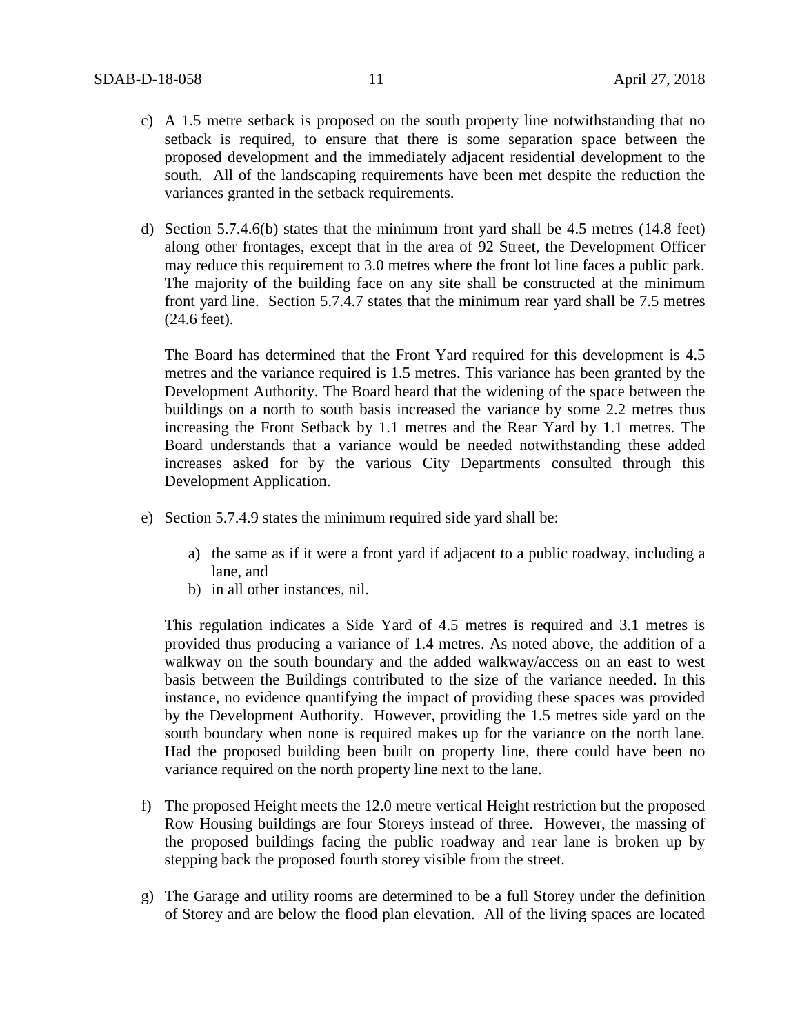c) A 1.5 metre setback is proposed on the south property line notwithstanding that no setback is required, to ensure that there is some separation space between the proposed development and the immediately adjacent residential development to the south. All of the landscaping requirements have been met despite the reduction the variances granted in the setback requirements.

d) Section 5.7.4.6(b) states that the minimum front yard shall be 4.5 metres (14.8 feet) along other frontages, except that in the area of 92 Street, the Development Officer may reduce this requirement to 3.0 metres where the front lot line faces a public park. The majority of the building face on any site shall be constructed at the minimum front yard line. Section 5.7.4.7 states that the minimum rear yard shall be 7.5 metres (24.6 feet).

   The Board has determined that the Front Yard required for this development is 4.5 metres and the variance required is 1.5 metres. This variance has been granted by the Development Authority. The Board heard that the widening of the space between the buildings on a north to south basis increased the variance by some 2.2 metres thus increasing the Front Setback by 1.1 metres and the Rear Yard by 1.1 metres. The Board understands that a variance would be needed notwithstanding these added increases asked for by the various City Departments consulted through this Development Application.

e) Section 5.7.4.9 states the minimum required side yard shall be:

   a) the same as if it were a front yard if adjacent to a public roadway, including a lane, and
   b) in all other instances, nil.

   This regulation indicates a Side Yard of 4.5 metres is required and 3.1 metres is provided thus producing a variance of 1.4 metres. As noted above, the addition of a walkway on the south boundary and the added walkway/access on an east to west basis between the Buildings contributed to the size of the variance needed. In this instance, no evidence quantifying the impact of providing these spaces was provided by the Development Authority. However, providing the 1.5 metres side yard on the south boundary when none is required makes up for the variance on the north lane. Had the proposed building been built on property line, there could have been no variance required on the north property line next to the lane.

f) The proposed Height meets the 12.0 metre vertical Height restriction but the proposed Row Housing buildings are four Storeys instead of three. However, the massing of the proposed buildings facing the public roadway and rear lane is broken up by stepping back the proposed fourth storey visible from the street.

g) The Garage and utility rooms are determined to be a full Storey under the definition of Storey and are below the flood plan elevation. All of the living spaces are located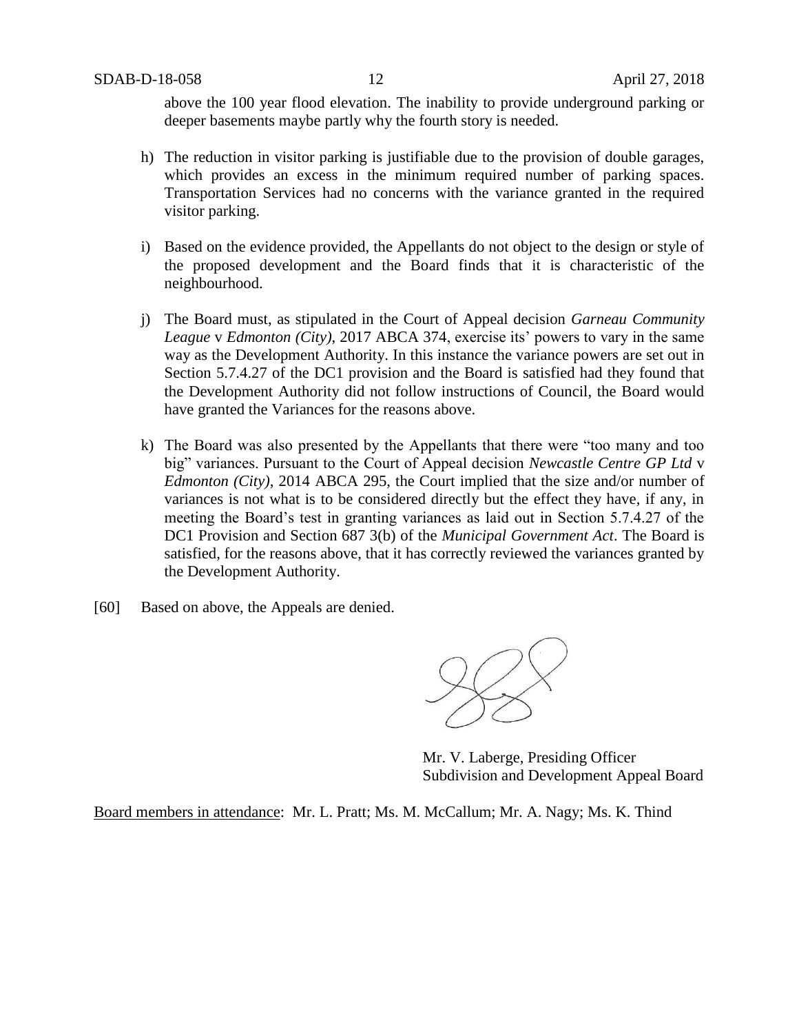above the 100 year flood elevation. The inability to provide underground parking or deeper basements maybe partly why the fourth story is needed.

h) The reduction in visitor parking is justifiable due to the provision of double garages, which provides an excess in the minimum required number of parking spaces. Transportation Services had no concerns with the variance granted in the required visitor parking.

i) Based on the evidence provided, the Appellants do not object to the design or style of the proposed development and the Board finds that it is characteristic of the neighbourhood.

j) The Board must, as stipulated in the Court of Appeal decision *Garneau Community League* v *Edmonton (City)*, 2017 ABCA 374, exercise its' powers to vary in the same way as the Development Authority. In this instance the variance powers are set out in Section 5.7.4.27 of the DC1 provision and the Board is satisfied had they found that the Development Authority did not follow instructions of Council, the Board would have granted the Variances for the reasons above.

k) The Board was also presented by the Appellants that there were "too many and too big" variances. Pursuant to the Court of Appeal decision *Newcastle Centre GP Ltd* v *Edmonton (City)*, 2014 ABCA 295, the Court implied that the size and/or number of variances is not what is to be considered directly but the effect they have, if any, in meeting the Board's test in granting variances as laid out in Section 5.7.4.27 of the DC1 Provision and Section 687 3(b) of the *Municipal Government Act*. The Board is satisfied, for the reasons above, that it has correctly reviewed the variances granted by the Development Authority.

[60] Based on above, the Appeals are denied.

Mr. V. Laberge, Presiding Officer
Subdivision and Development Appeal Board

Board members in attendance: Mr. L. Pratt; Ms. M. McCallum; Mr. A. Nagy; Ms. K. Thind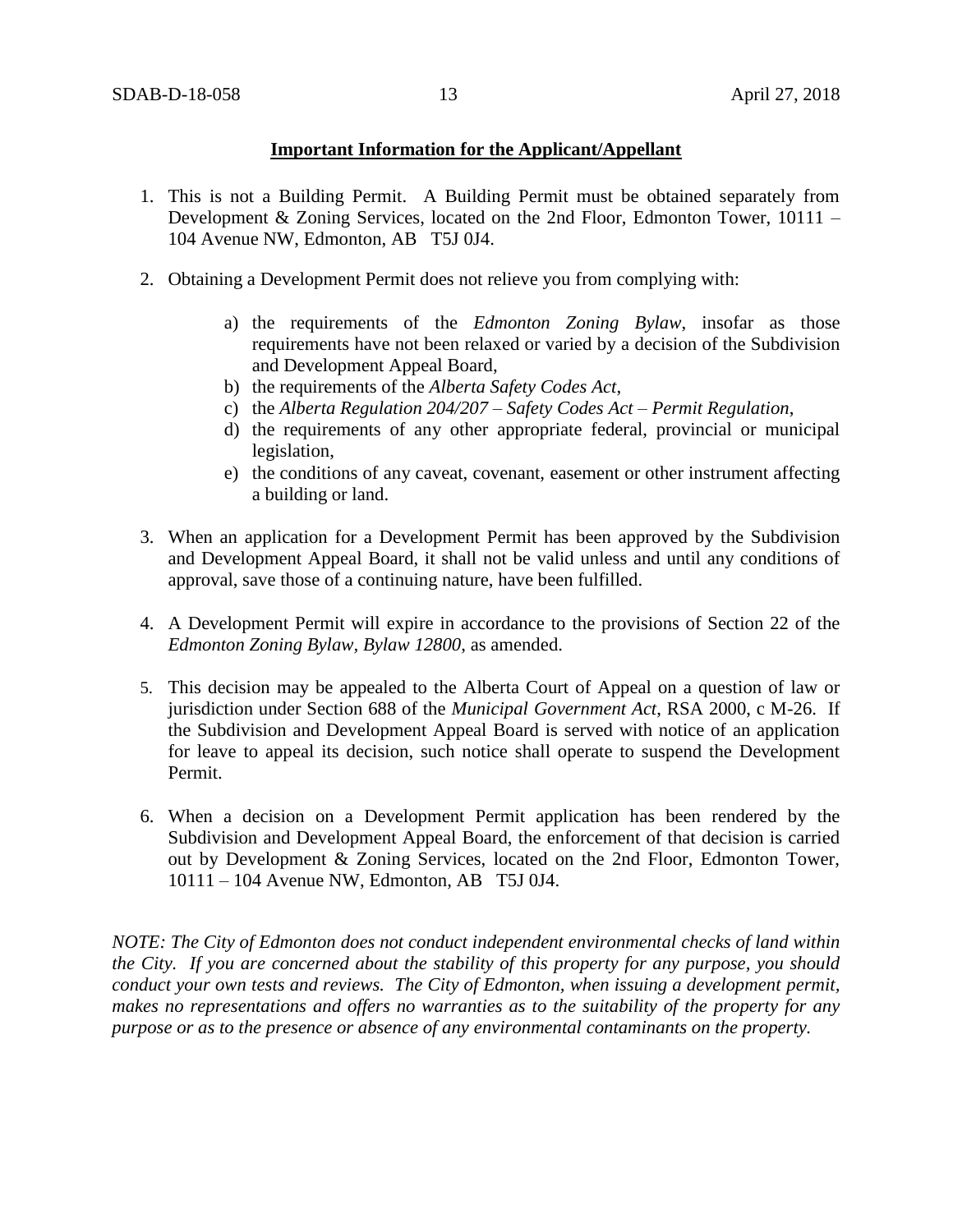**Important Information for the Applicant/Appellant**

1. This is not a Building Permit. A Building Permit must be obtained separately from Development & Zoning Services, located on the 2nd Floor, Edmonton Tower, 10111 – 104 Avenue NW, Edmonton, AB T5J 0J4.

2. Obtaining a Development Permit does not relieve you from complying with:

    a) the requirements of the *Edmonton Zoning Bylaw*, insofar as those requirements have not been relaxed or varied by a decision of the Subdivision and Development Appeal Board,
    b) the requirements of the *Alberta Safety Codes Act*,
    c) the *Alberta Regulation 204/207 – Safety Codes Act – Permit Regulation*,
    d) the requirements of any other appropriate federal, provincial or municipal legislation,
    e) the conditions of any caveat, covenant, easement or other instrument affecting a building or land.

3. When an application for a Development Permit has been approved by the Subdivision and Development Appeal Board, it shall not be valid unless and until any conditions of approval, save those of a continuing nature, have been fulfilled.

4. A Development Permit will expire in accordance to the provisions of Section 22 of the *Edmonton Zoning Bylaw, Bylaw 12800*, as amended.

5. This decision may be appealed to the Alberta Court of Appeal on a question of law or jurisdiction under Section 688 of the *Municipal Government Act*, RSA 2000, c M-26. If the Subdivision and Development Appeal Board is served with notice of an application for leave to appeal its decision, such notice shall operate to suspend the Development Permit.

6. When a decision on a Development Permit application has been rendered by the Subdivision and Development Appeal Board, the enforcement of that decision is carried out by Development & Zoning Services, located on the 2nd Floor, Edmonton Tower, 10111 – 104 Avenue NW, Edmonton, AB T5J 0J4.

*NOTE: The City of Edmonton does not conduct independent environmental checks of land within the City. If you are concerned about the stability of this property for any purpose, you should conduct your own tests and reviews. The City of Edmonton, when issuing a development permit, makes no representations and offers no warranties as to the suitability of the property for any purpose or as to the presence or absence of any environmental contaminants on the property.*